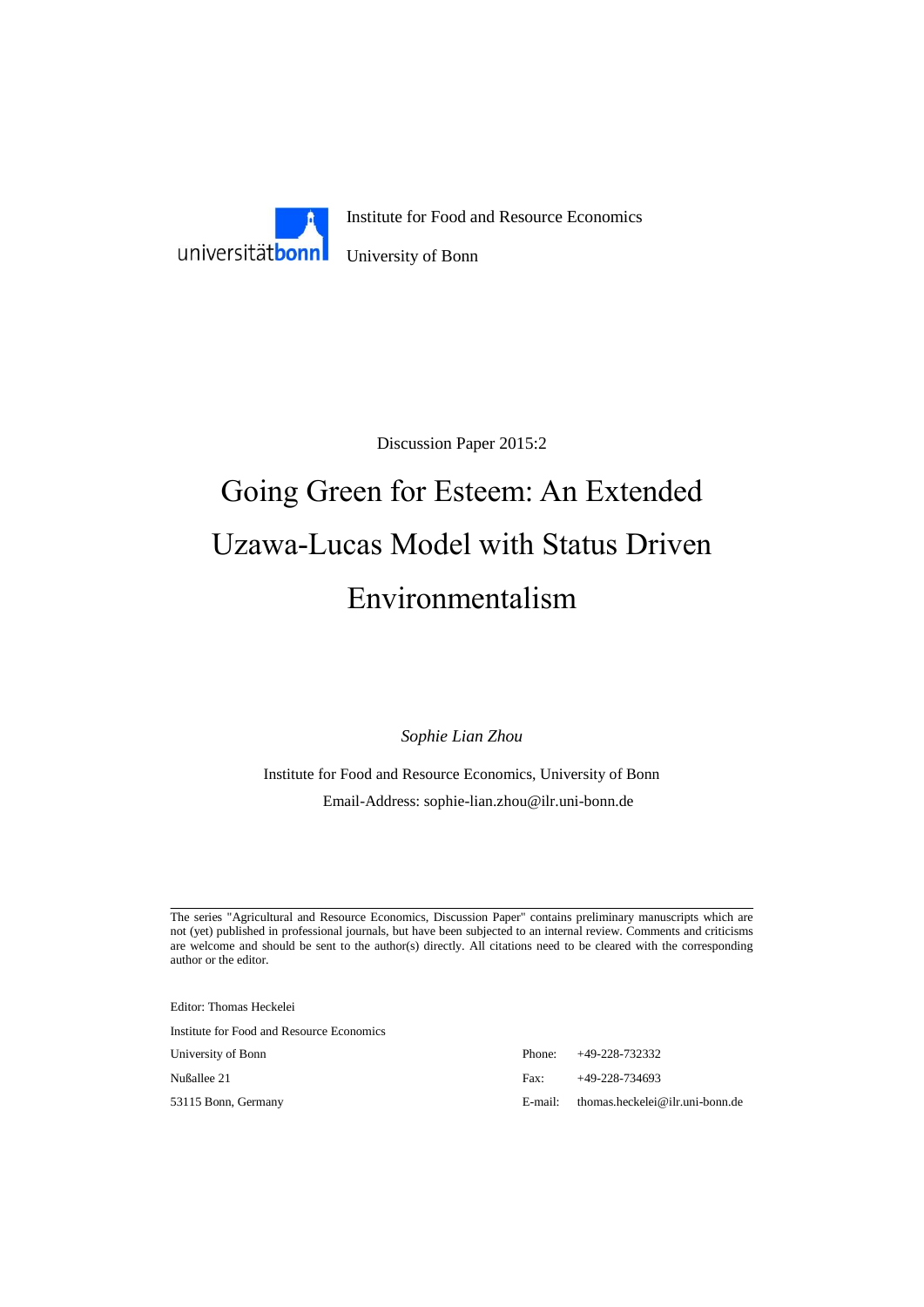Institute for Food and Resource Economics

University of Bonn

Discussion Paper 2015:2

# Going Green for Esteem: An Extended Uzawa-Lucas Model with Status Driven Environmentalism

*Sophie Lian Zhou*

Institute for Food and Resource Economics, University of Bonn

Email-Address: sophie-lian.zhou@ilr.uni-bonn.de

---

The series "Agricultural and Resource Economics, Discussion Paper" contains preliminary manuscripts which are not (yet) published in professional journals, but have been subjected to an internal review. Comments and criticisms are welcome and should be sent to the author(s) directly. All citations need to be cleared with the corresponding author or the editor.

Editor: Thomas Heckelei

Institute for Food and Resource Economics

University of Bonn

Nußallee 21

53115 Bonn, Germany

Phone: +49-228-732332

Fax: +49-228-734693

E-mail: thomas.heckelei@ilr.uni-bonn.de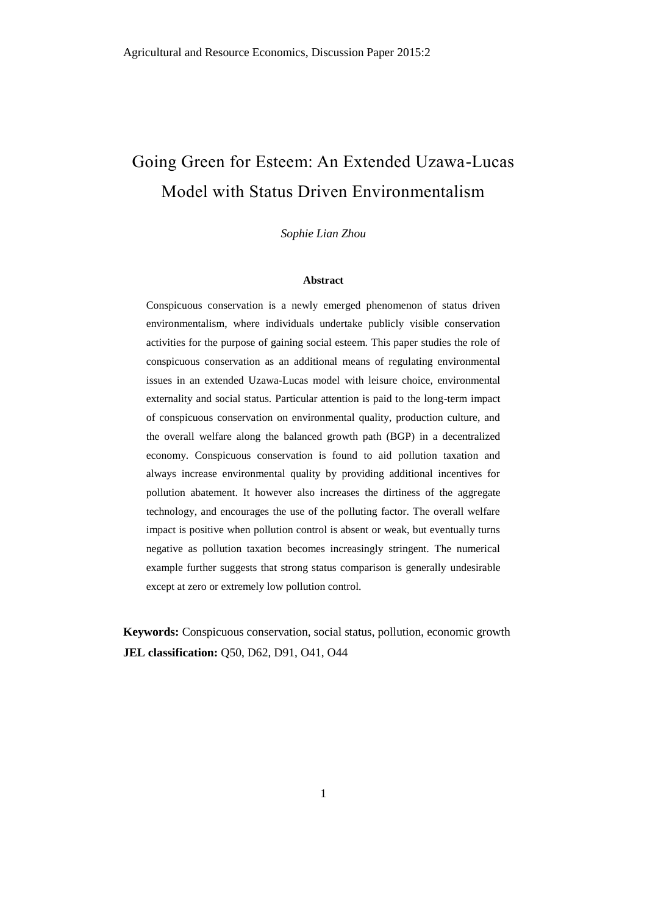# Going Green for Esteem: An Extended Uzawa-Lucas Model with Status Driven Environmentalism

*Sophie Lian Zhou*

**Abstract**

Conspicuous conservation is a newly emerged phenomenon of status driven environmentalism, where individuals undertake publicly visible conservation activities for the purpose of gaining social esteem. This paper studies the role of conspicuous conservation as an additional means of regulating environmental issues in an extended Uzawa-Lucas model with leisure choice, environmental externality and social status. Particular attention is paid to the long-term impact of conspicuous conservation on environmental quality, production culture, and the overall welfare along the balanced growth path (BGP) in a decentralized economy. Conspicuous conservation is found to aid pollution taxation and always increase environmental quality by providing additional incentives for pollution abatement. It however also increases the dirtiness of the aggregate technology, and encourages the use of the polluting factor. The overall welfare impact is positive when pollution control is absent or weak, but eventually turns negative as pollution taxation becomes increasingly stringent. The numerical example further suggests that strong status comparison is generally undesirable except at zero or extremely low pollution control.

**Keywords:** Conspicuous conservation, social status, pollution, economic growth

**JEL classification:** Q50, D62, D91, O41, O44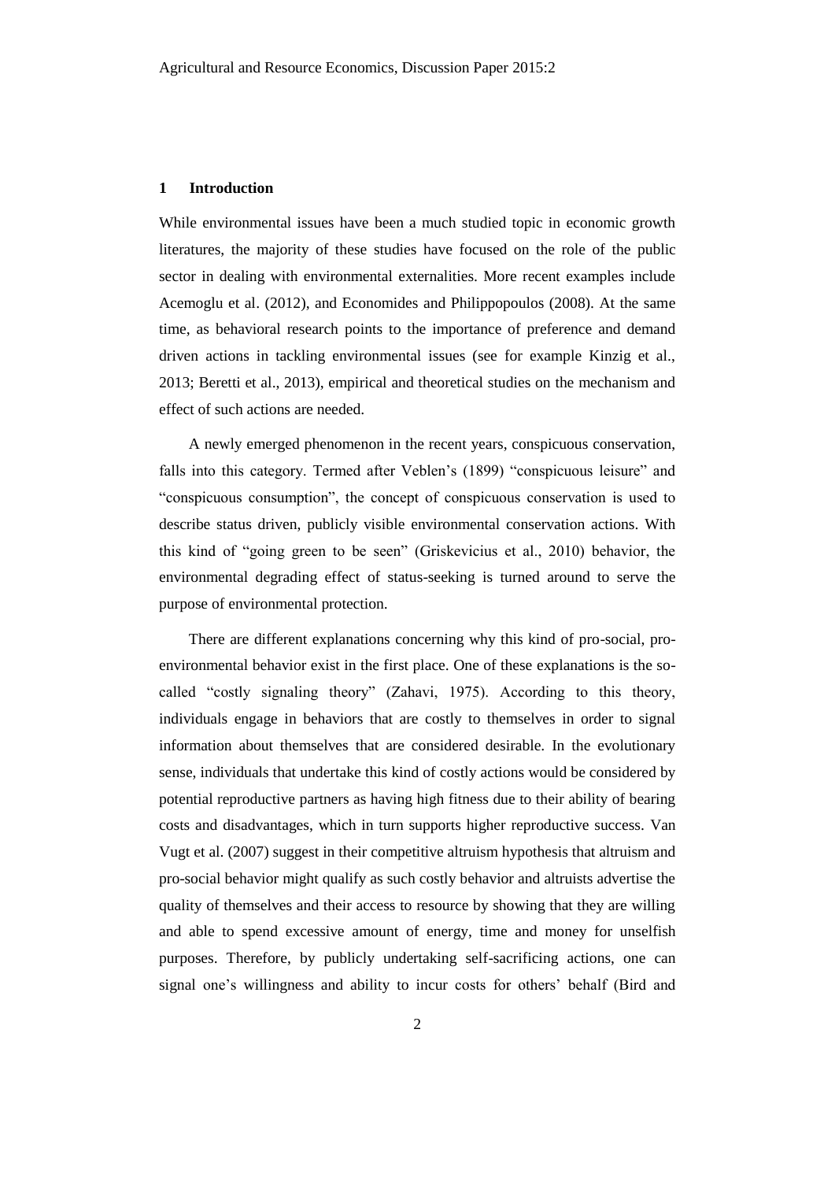## 1 Introduction

While environmental issues have been a much studied topic in economic growth literatures, the majority of these studies have focused on the role of the public sector in dealing with environmental externalities. More recent examples include Acemoglu et al. (2012), and Economides and Philippopoulos (2008). At the same time, as behavioral research points to the importance of preference and demand driven actions in tackling environmental issues (see for example Kinzig et al., 2013; Beretti et al., 2013), empirical and theoretical studies on the mechanism and effect of such actions are needed.

A newly emerged phenomenon in the recent years, conspicuous conservation, falls into this category. Termed after Veblen's (1899) "conspicuous leisure" and "conspicuous consumption", the concept of conspicuous conservation is used to describe status driven, publicly visible environmental conservation actions. With this kind of "going green to be seen" (Griskevicius et al., 2010) behavior, the environmental degrading effect of status-seeking is turned around to serve the purpose of environmental protection.

There are different explanations concerning why this kind of pro-social, pro-environmental behavior exist in the first place. One of these explanations is the so-called "costly signaling theory" (Zahavi, 1975). According to this theory, individuals engage in behaviors that are costly to themselves in order to signal information about themselves that are considered desirable. In the evolutionary sense, individuals that undertake this kind of costly actions would be considered by potential reproductive partners as having high fitness due to their ability of bearing costs and disadvantages, which in turn supports higher reproductive success. Van Vugt et al. (2007) suggest in their competitive altruism hypothesis that altruism and pro-social behavior might qualify as such costly behavior and altruists advertise the quality of themselves and their access to resource by showing that they are willing and able to spend excessive amount of energy, time and money for unselfish purposes. Therefore, by publicly undertaking self-sacrificing actions, one can signal one's willingness and ability to incur costs for others' behalf (Bird and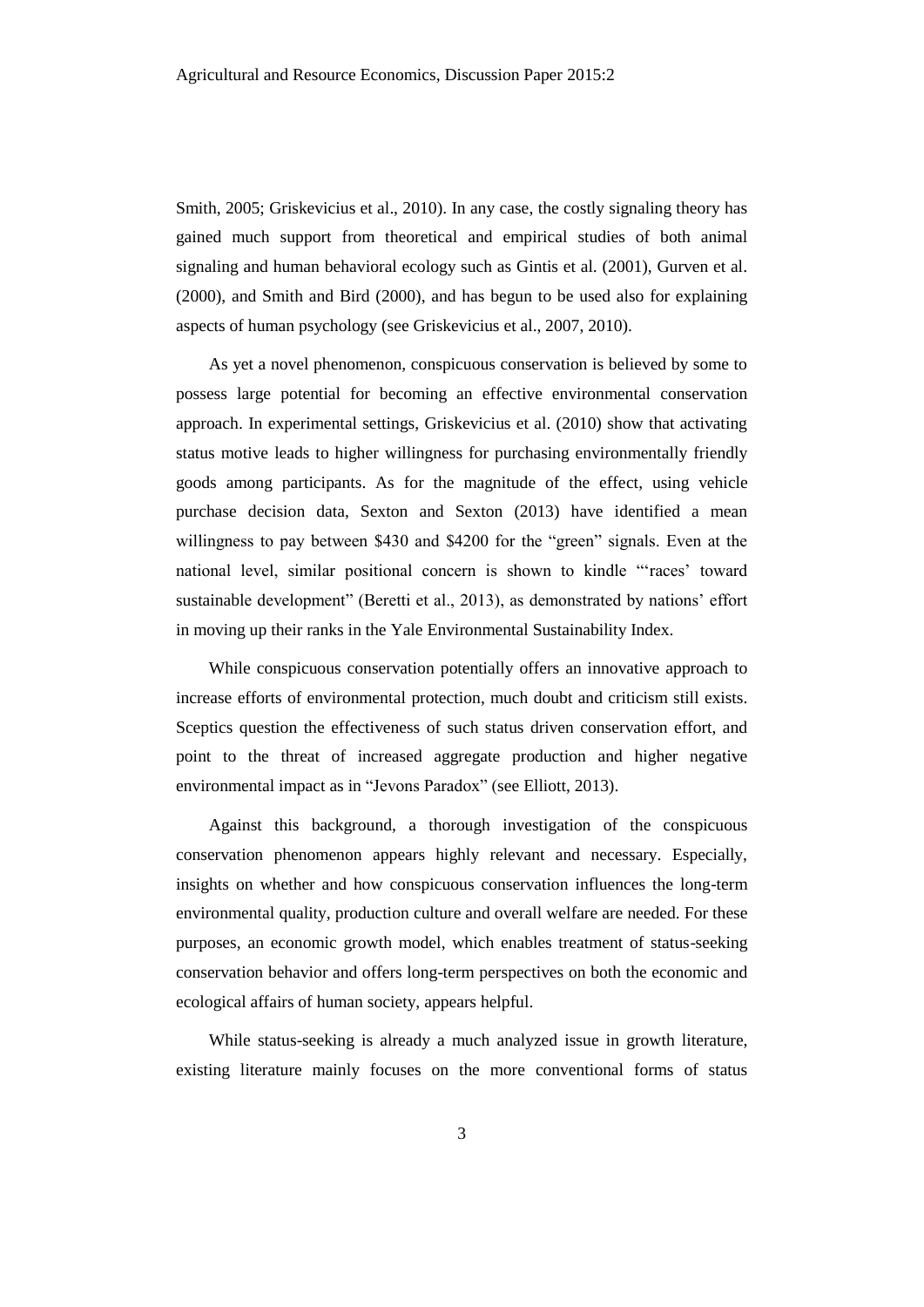Smith, 2005; Griskevicius et al., 2010). In any case, the costly signaling theory has gained much support from theoretical and empirical studies of both animal signaling and human behavioral ecology such as Gintis et al. (2001), Gurven et al. (2000), and Smith and Bird (2000), and has begun to be used also for explaining aspects of human psychology (see Griskevicius et al., 2007, 2010).

As yet a novel phenomenon, conspicuous conservation is believed by some to possess large potential for becoming an effective environmental conservation approach. In experimental settings, Griskevicius et al. (2010) show that activating status motive leads to higher willingness for purchasing environmentally friendly goods among participants. As for the magnitude of the effect, using vehicle purchase decision data, Sexton and Sexton (2013) have identified a mean willingness to pay between \$430 and \$4200 for the "green" signals. Even at the national level, similar positional concern is shown to kindle "'races' toward sustainable development" (Beretti et al., 2013), as demonstrated by nations' effort in moving up their ranks in the Yale Environmental Sustainability Index.

While conspicuous conservation potentially offers an innovative approach to increase efforts of environmental protection, much doubt and criticism still exists. Sceptics question the effectiveness of such status driven conservation effort, and point to the threat of increased aggregate production and higher negative environmental impact as in "Jevons Paradox" (see Elliott, 2013).

Against this background, a thorough investigation of the conspicuous conservation phenomenon appears highly relevant and necessary. Especially, insights on whether and how conspicuous conservation influences the long-term environmental quality, production culture and overall welfare are needed. For these purposes, an economic growth model, which enables treatment of status-seeking conservation behavior and offers long-term perspectives on both the economic and ecological affairs of human society, appears helpful.

While status-seeking is already a much analyzed issue in growth literature, existing literature mainly focuses on the more conventional forms of status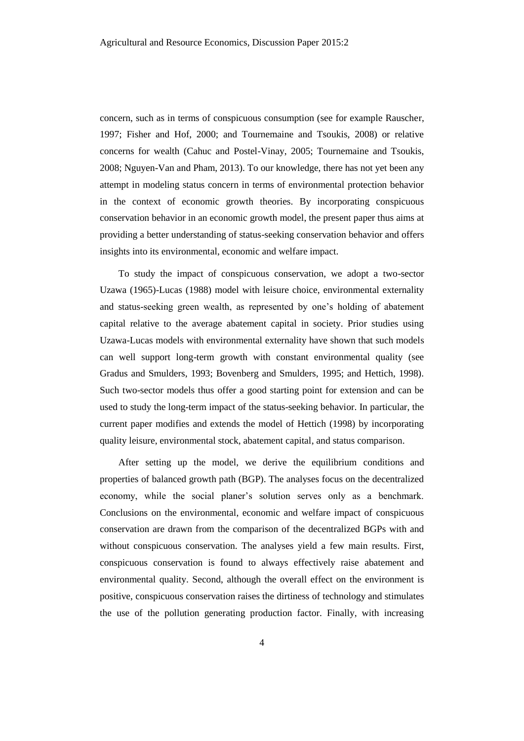concern, such as in terms of conspicuous consumption (see for example Rauscher, 1997; Fisher and Hof, 2000; and Tournemaine and Tsoukis, 2008) or relative concerns for wealth (Cahuc and Postel-Vinay, 2005; Tournemaine and Tsoukis, 2008; Nguyen-Van and Pham, 2013). To our knowledge, there has not yet been any attempt in modeling status concern in terms of environmental protection behavior in the context of economic growth theories. By incorporating conspicuous conservation behavior in an economic growth model, the present paper thus aims at providing a better understanding of status-seeking conservation behavior and offers insights into its environmental, economic and welfare impact.

To study the impact of conspicuous conservation, we adopt a two-sector Uzawa (1965)-Lucas (1988) model with leisure choice, environmental externality and status-seeking green wealth, as represented by one's holding of abatement capital relative to the average abatement capital in society. Prior studies using Uzawa-Lucas models with environmental externality have shown that such models can well support long-term growth with constant environmental quality (see Gradus and Smulders, 1993; Bovenberg and Smulders, 1995; and Hettich, 1998). Such two-sector models thus offer a good starting point for extension and can be used to study the long-term impact of the status-seeking behavior. In particular, the current paper modifies and extends the model of Hettich (1998) by incorporating quality leisure, environmental stock, abatement capital, and status comparison.

After setting up the model, we derive the equilibrium conditions and properties of balanced growth path (BGP). The analyses focus on the decentralized economy, while the social planer's solution serves only as a benchmark. Conclusions on the environmental, economic and welfare impact of conspicuous conservation are drawn from the comparison of the decentralized BGPs with and without conspicuous conservation. The analyses yield a few main results. First, conspicuous conservation is found to always effectively raise abatement and environmental quality. Second, although the overall effect on the environment is positive, conspicuous conservation raises the dirtiness of technology and stimulates the use of the pollution generating production factor. Finally, with increasing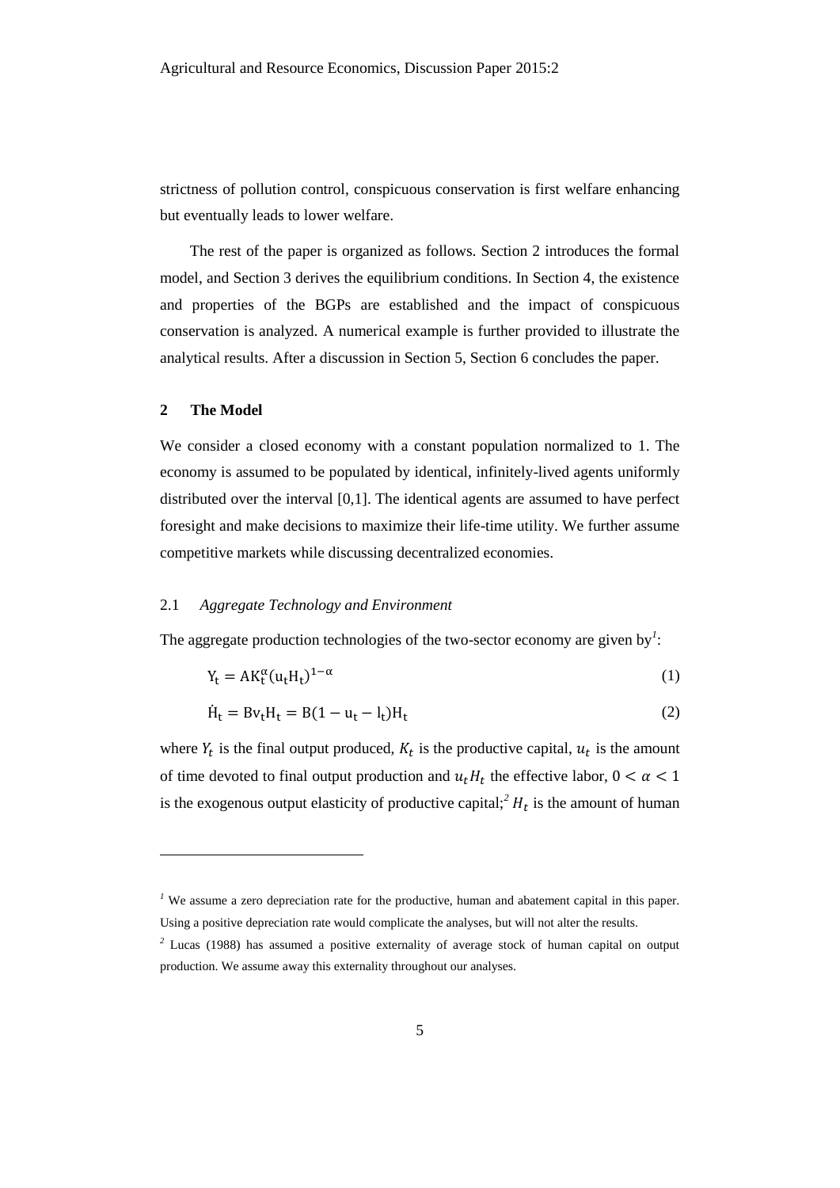strictness of pollution control, conspicuous conservation is first welfare enhancing but eventually leads to lower welfare.

The rest of the paper is organized as follows. Section 2 introduces the formal model, and Section 3 derives the equilibrium conditions. In Section 4, the existence and properties of the BGPs are established and the impact of conspicuous conservation is analyzed. A numerical example is further provided to illustrate the analytical results. After a discussion in Section 5, Section 6 concludes the paper.

## 2 The Model

We consider a closed economy with a constant population normalized to 1. The economy is assumed to be populated by identical, infinitely-lived agents uniformly distributed over the interval [0,1]. The identical agents are assumed to have perfect foresight and make decisions to maximize their life-time utility. We further assume competitive markets while discussing decentralized economies.

### 2.1 *Aggregate Technology and Environment*

The aggregate production technologies of the two-sector economy are given by[1]:

$$Y_t = AK_t^{\alpha}(u_t H_t)^{1-\alpha} \tag{1}$$

$$\dot{H}_t = Bv_t H_t = B(1 - u_t - l_t)H_t \tag{2}$$

where $Y_t$ is the final output produced, $K_t$ is the productive capital, $u_t$ is the amount of time devoted to final output production and $u_t H_t$ the effective labor, $0 < \alpha < 1$ is the exogenous output elasticity of productive capital;[2] $H_t$ is the amount of human

---

[1] We assume a zero depreciation rate for the productive, human and abatement capital in this paper. Using a positive depreciation rate would complicate the analyses, but will not alter the results.

[2] Lucas (1988) has assumed a positive externality of average stock of human capital on output production. We assume away this externality throughout our analyses.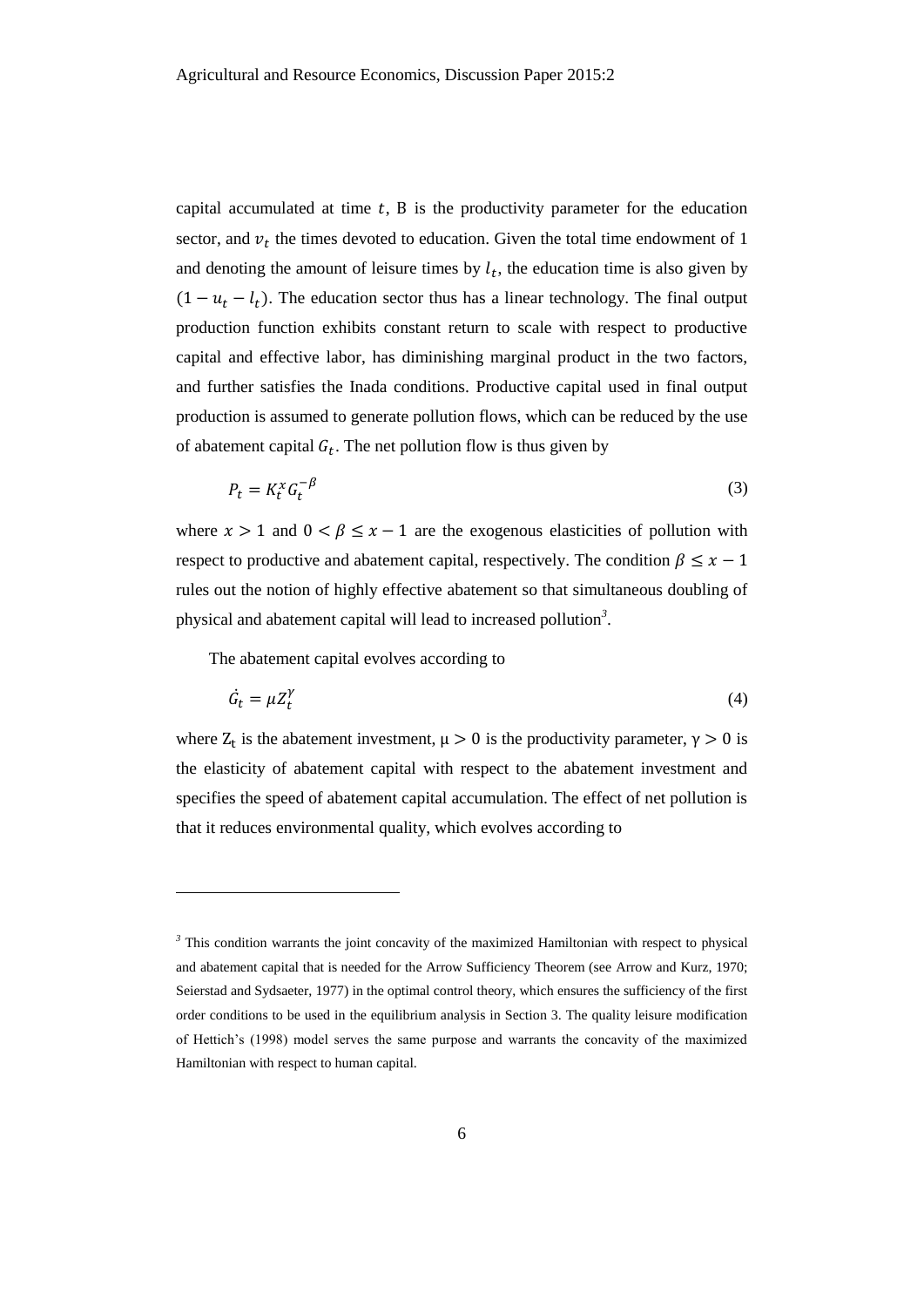capital accumulated at time $t$, B is the productivity parameter for the education sector, and $v_t$ the times devoted to education. Given the total time endowment of 1 and denoting the amount of leisure times by $l_t$, the education time is also given by $(1 - u_t - l_t)$. The education sector thus has a linear technology. The final output production function exhibits constant return to scale with respect to productive capital and effective labor, has diminishing marginal product in the two factors, and further satisfies the Inada conditions. Productive capital used in final output production is assumed to generate pollution flows, which can be reduced by the use of abatement capital $G_t$. The net pollution flow is thus given by

$$P_t = K_t^x G_t^{-\beta} \tag{3}$$

where $x > 1$ and $0 < \beta \leq x - 1$ are the exogenous elasticities of pollution with respect to productive and abatement capital, respectively. The condition $\beta \leq x - 1$ rules out the notion of highly effective abatement so that simultaneous doubling of physical and abatement capital will lead to increased pollution[3].

The abatement capital evolves according to

$$\dot{G}_t = \mu Z_t^{\gamma} \tag{4}$$

where $Z_t$ is the abatement investment, $\mu > 0$ is the productivity parameter, $\gamma > 0$ is the elasticity of abatement capital with respect to the abatement investment and specifies the speed of abatement capital accumulation. The effect of net pollution is that it reduces environmental quality, which evolves according to

[3] This condition warrants the joint concavity of the maximized Hamiltonian with respect to physical and abatement capital that is needed for the Arrow Sufficiency Theorem (see Arrow and Kurz, 1970; Seierstad and Sydsaeter, 1977) in the optimal control theory, which ensures the sufficiency of the first order conditions to be used in the equilibrium analysis in Section 3. The quality leisure modification of Hettich's (1998) model serves the same purpose and warrants the concavity of the maximized Hamiltonian with respect to human capital.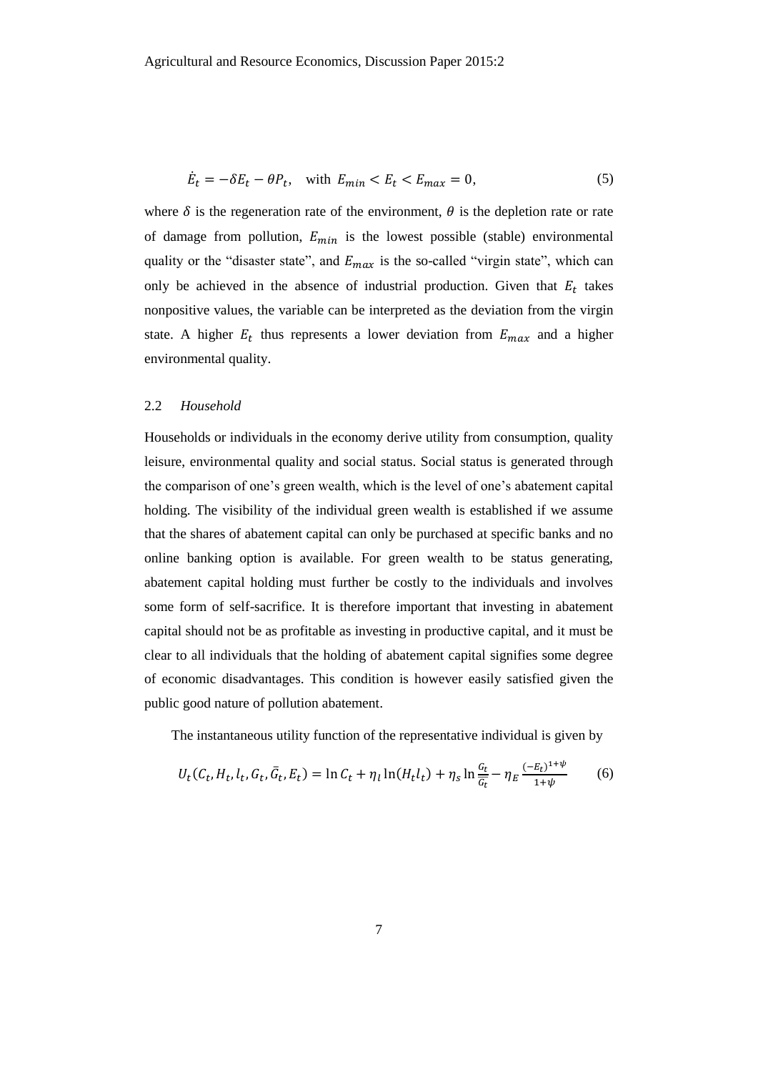$$\dot{E}_t = -\delta E_t - \theta P_t, \quad \text{with } E_{min} < E_t < E_{max} = 0, \tag{5}$$

where $\delta$ is the regeneration rate of the environment, $\theta$ is the depletion rate or rate of damage from pollution, $E_{min}$ is the lowest possible (stable) environmental quality or the "disaster state", and $E_{max}$ is the so-called "virgin state", which can only be achieved in the absence of industrial production. Given that $E_t$ takes nonpositive values, the variable can be interpreted as the deviation from the virgin state. A higher $E_t$ thus represents a lower deviation from $E_{max}$ and a higher environmental quality.

### 2.2 *Household*

Households or individuals in the economy derive utility from consumption, quality leisure, environmental quality and social status. Social status is generated through the comparison of one's green wealth, which is the level of one's abatement capital holding. The visibility of the individual green wealth is established if we assume that the shares of abatement capital can only be purchased at specific banks and no online banking option is available. For green wealth to be status generating, abatement capital holding must further be costly to the individuals and involves some form of self-sacrifice. It is therefore important that investing in abatement capital should not be as profitable as investing in productive capital, and it must be clear to all individuals that the holding of abatement capital signifies some degree of economic disadvantages. This condition is however easily satisfied given the public good nature of pollution abatement.

The instantaneous utility function of the representative individual is given by

$$U_t(C_t, H_t, l_t, G_t, \bar{G}_t, E_t) = \ln C_t + \eta_l \ln(H_t l_t) + \eta_s \ln \frac{G_t}{\bar{G}_t} - \eta_E \frac{(-E_t)^{1+\psi}}{1+\psi} \tag{6}$$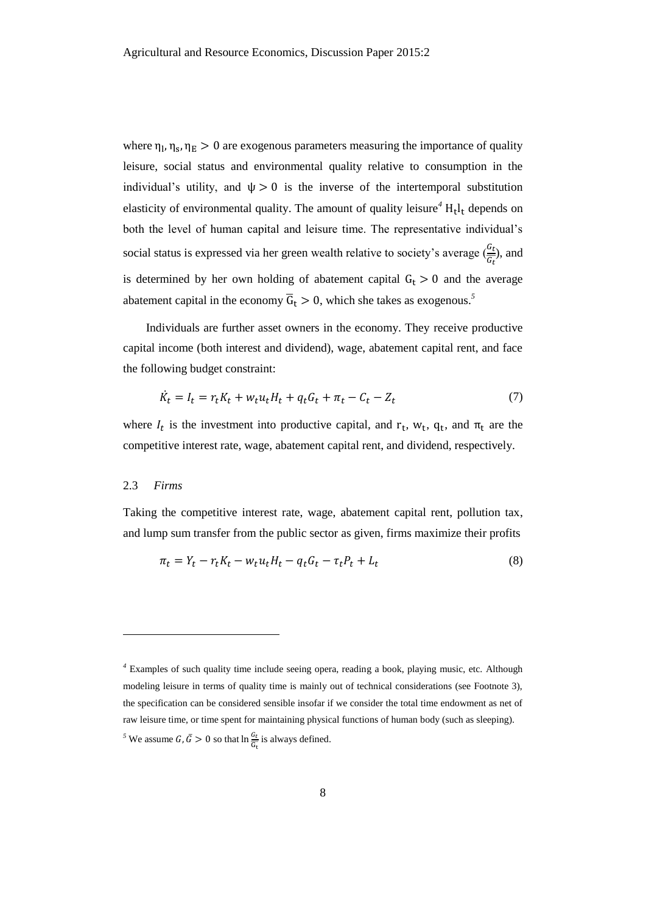where $\eta_l, \eta_s, \eta_E > 0$ are exogenous parameters measuring the importance of quality leisure, social status and environmental quality relative to consumption in the individual's utility, and $\psi > 0$ is the inverse of the intertemporal substitution elasticity of environmental quality. The amount of quality leisure[4] $H_t l_t$ depends on both the level of human capital and leisure time. The representative individual's social status is expressed via her green wealth relative to society's average ($\frac{G_t}{\overline{G_t}}$), and is determined by her own holding of abatement capital $G_t > 0$ and the average abatement capital in the economy $\overline{G}_t > 0$, which she takes as exogenous.[5]

Individuals are further asset owners in the economy. They receive productive capital income (both interest and dividend), wage, abatement capital rent, and face the following budget constraint:

$$\dot{K}_t = I_t = r_t K_t + w_t u_t H_t + q_t G_t + \pi_t - C_t - Z_t \tag{7}$$

where $I_t$ is the investment into productive capital, and $r_t$, $w_t$, $q_t$, and $\pi_t$ are the competitive interest rate, wage, abatement capital rent, and dividend, respectively.

### 2.3 *Firms*

Taking the competitive interest rate, wage, abatement capital rent, pollution tax, and lump sum transfer from the public sector as given, firms maximize their profits

$$\pi_t = Y_t - r_t K_t - w_t u_t H_t - q_t G_t - \tau_t P_t + L_t \tag{8}$$

---

[4] Examples of such quality time include seeing opera, reading a book, playing music, etc. Although modeling leisure in terms of quality time is mainly out of technical considerations (see Footnote 3), the specification can be considered sensible insofar if we consider the total time endowment as net of raw leisure time, or time spent for maintaining physical functions of human body (such as sleeping).

[5] We assume $G, \bar{G} > 0$ so that $\ln \frac{G_t}{\bar{G}_t}$ is always defined.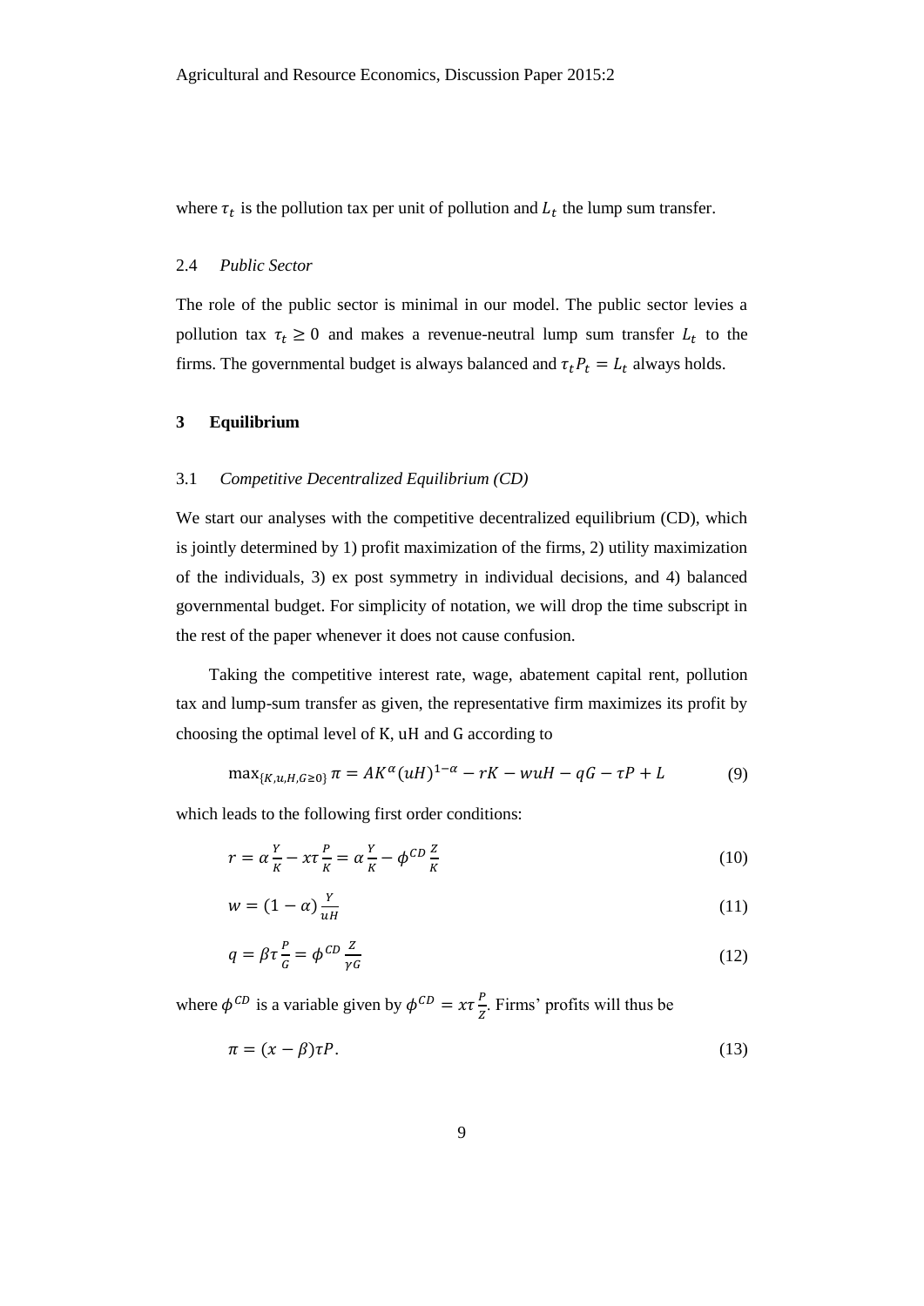where $\tau_t$ is the pollution tax per unit of pollution and $L_t$ the lump sum transfer.

### 2.4 *Public Sector*

The role of the public sector is minimal in our model. The public sector levies a pollution tax $\tau_t \geq 0$ and makes a revenue-neutral lump sum transfer $L_t$ to the firms. The governmental budget is always balanced and $\tau_t P_t = L_t$ always holds.

## 3 Equilibrium

### 3.1 *Competitive Decentralized Equilibrium (CD)*

We start our analyses with the competitive decentralized equilibrium (CD), which is jointly determined by 1) profit maximization of the firms, 2) utility maximization of the individuals, 3) ex post symmetry in individual decisions, and 4) balanced governmental budget. For simplicity of notation, we will drop the time subscript in the rest of the paper whenever it does not cause confusion.

Taking the competitive interest rate, wage, abatement capital rent, pollution tax and lump-sum transfer as given, the representative firm maximizes its profit by choosing the optimal level of K, uH and G according to

$$\max_{\{K,u,H,G\geq 0\}} \pi = AK^{\alpha}(uH)^{1-\alpha} - rK - wuH - qG - \tau P + L \tag{9}$$

which leads to the following first order conditions:

$$r = \alpha \frac{Y}{K} - x\tau \frac{P}{K} = \alpha \frac{Y}{K} - \phi^{CD} \frac{Z}{K} \tag{10}$$

$$w = (1-\alpha) \frac{Y}{uH} \tag{11}$$

$$q = \beta\tau \frac{P}{G} = \phi^{CD} \frac{Z}{\gamma G} \tag{12}$$

where $\phi^{CD}$ is a variable given by $\phi^{CD} = x\tau \frac{P}{Z}$. Firms' profits will thus be

$$\pi = (x-\beta)\tau P. \tag{13}$$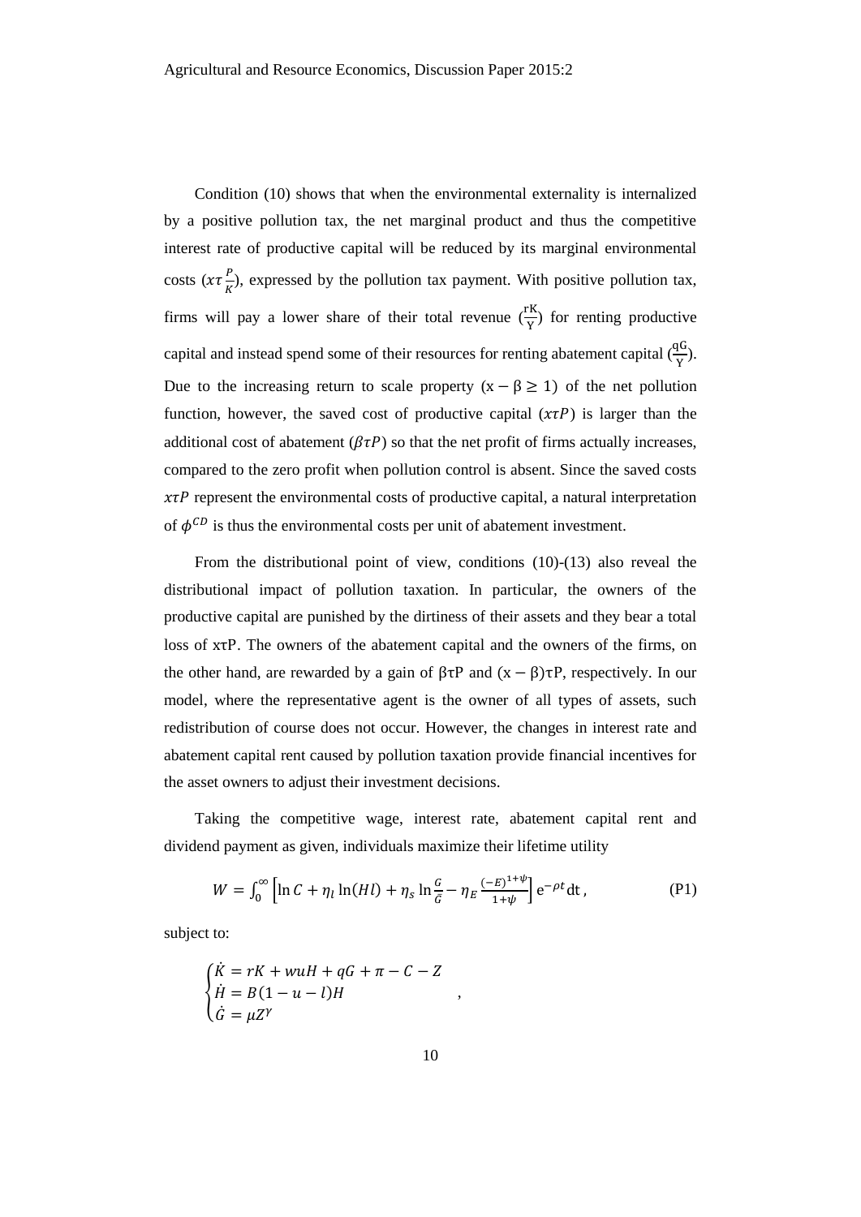Condition (10) shows that when the environmental externality is internalized by a positive pollution tax, the net marginal product and thus the competitive interest rate of productive capital will be reduced by its marginal environmental costs ($x\tau\frac{P}{K}$), expressed by the pollution tax payment. With positive pollution tax, firms will pay a lower share of their total revenue ($\frac{rK}{Y}$) for renting productive capital and instead spend some of their resources for renting abatement capital ($\frac{qG}{Y}$). Due to the increasing return to scale property ($x - \beta \geq 1$) of the net pollution function, however, the saved cost of productive capital ($x\tau P$) is larger than the additional cost of abatement ($\beta\tau P$) so that the net profit of firms actually increases, compared to the zero profit when pollution control is absent. Since the saved costs $x\tau P$ represent the environmental costs of productive capital, a natural interpretation of $\phi^{CD}$ is thus the environmental costs per unit of abatement investment.

From the distributional point of view, conditions (10)-(13) also reveal the distributional impact of pollution taxation. In particular, the owners of the productive capital are punished by the dirtiness of their assets and they bear a total loss of $x\tau P$. The owners of the abatement capital and the owners of the firms, on the other hand, are rewarded by a gain of $\beta\tau P$ and $(x - \beta)\tau P$, respectively. In our model, where the representative agent is the owner of all types of assets, such redistribution of course does not occur. However, the changes in interest rate and abatement capital rent caused by pollution taxation provide financial incentives for the asset owners to adjust their investment decisions.

Taking the competitive wage, interest rate, abatement capital rent and dividend payment as given, individuals maximize their lifetime utility

$$W = \int_0^\infty \left[\ln C + \eta_l \ln(Hl) + \eta_s \ln\frac{G}{\bar{G}} - \eta_E \frac{(-E)^{1+\psi}}{1+\psi}\right] \mathrm{e}^{-\rho t}\mathrm{dt}\,, \qquad \text{(P1)}$$

subject to:

$$\begin{cases} \dot{K} = rK + wuH + qG + \pi - C - Z \\ \dot{H} = B(1 - u - l)H \\ \dot{G} = \mu Z^\gamma \end{cases},$$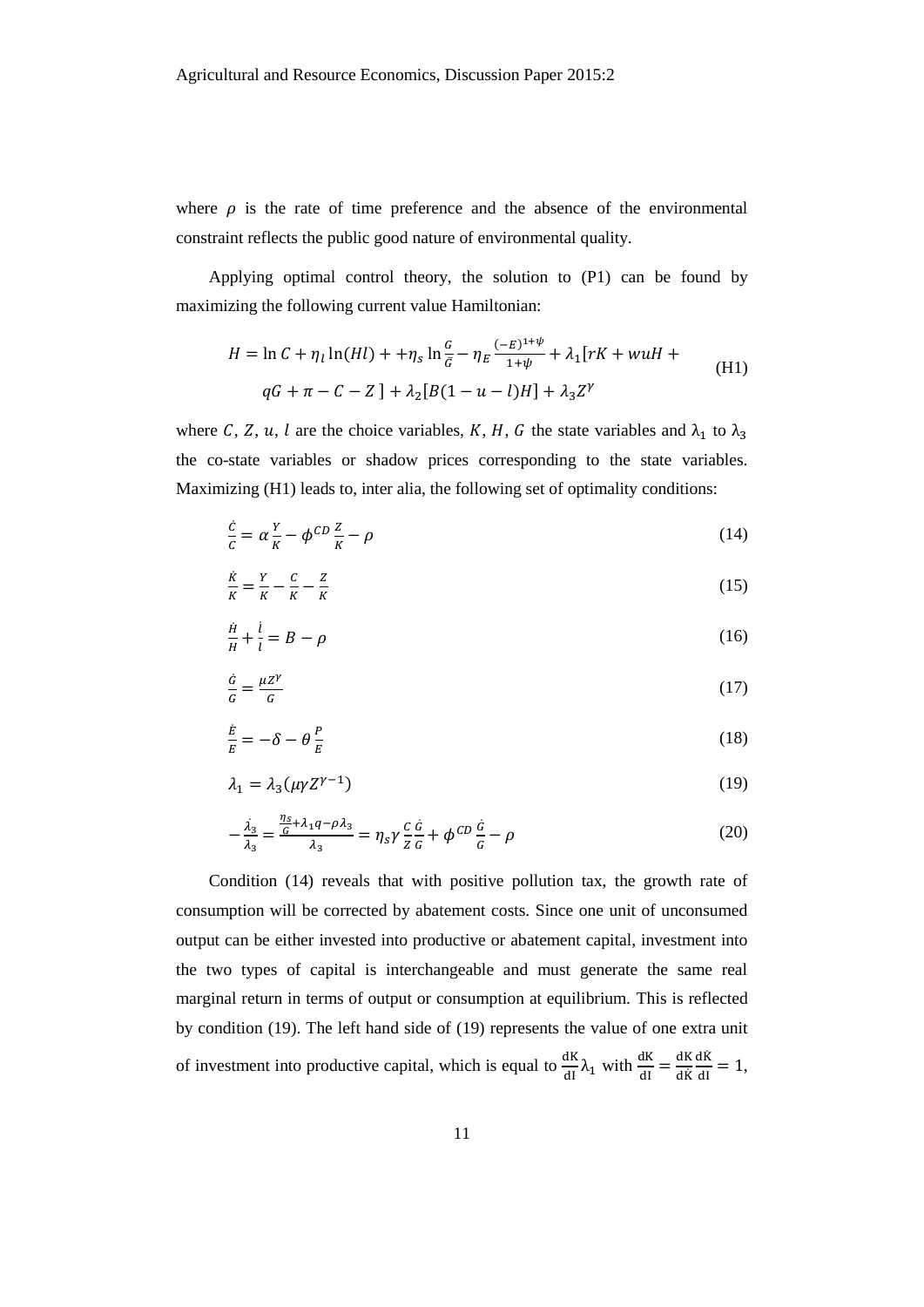where $\rho$ is the rate of time preference and the absence of the environmental constraint reflects the public good nature of environmental quality.

Applying optimal control theory, the solution to (P1) can be found by maximizing the following current value Hamiltonian:

$$H = \ln C + \eta_l \ln(Hl) + +\eta_s \ln \frac{G}{\bar{G}} - \eta_E \frac{(-E)^{1+\psi}}{1+\psi} + \lambda_1 [rK + wuH + qG + \pi - C - Z\,] + \lambda_2 [B(1-u-l)H] + \lambda_3 Z^{\gamma} \tag{H1}$$

where $C$, $Z$, $u$, $l$ are the choice variables, $K$, $H$, $G$ the state variables and $\lambda_1$ to $\lambda_3$ the co-state variables or shadow prices corresponding to the state variables. Maximizing (H1) leads to, inter alia, the following set of optimality conditions:

$$\frac{\dot{C}}{C} = \alpha \frac{Y}{K} - \phi^{CD} \frac{Z}{K} - \rho \tag{14}$$

$$\frac{\dot{K}}{K} = \frac{Y}{K} - \frac{C}{K} - \frac{Z}{K} \tag{15}$$

$$\frac{\dot{H}}{H} + \frac{\dot{l}}{l} = B - \rho \tag{16}$$

$$\frac{\dot{G}}{G} = \frac{\mu Z^{\gamma}}{G} \tag{17}$$

$$\frac{\dot{E}}{E} = -\delta - \theta \frac{P}{E} \tag{18}$$

$$\lambda_1 = \lambda_3 (\mu \gamma Z^{\gamma - 1}) \tag{19}$$

$$-\frac{\dot{\lambda}_3}{\lambda_3} = \frac{\frac{\eta_s}{G} + \lambda_1 q - \rho \lambda_3}{\lambda_3} = \eta_s \gamma \frac{C}{Z} \frac{\dot{G}}{G} + \phi^{CD} \frac{\dot{G}}{G} - \rho \tag{20}$$

Condition (14) reveals that with positive pollution tax, the growth rate of consumption will be corrected by abatement costs. Since one unit of unconsumed output can be either invested into productive or abatement capital, investment into the two types of capital is interchangeable and must generate the same real marginal return in terms of output or consumption at equilibrium. This is reflected by condition (19). The left hand side of (19) represents the value of one extra unit of investment into productive capital, which is equal to $\frac{\mathrm{dK}}{\mathrm{dI}} \lambda_1$ with $\frac{\mathrm{dK}}{\mathrm{dI}} = \frac{\mathrm{dK}}{\mathrm{d\dot{K}}} \frac{\mathrm{d\dot{K}}}{\mathrm{dI}} = 1$,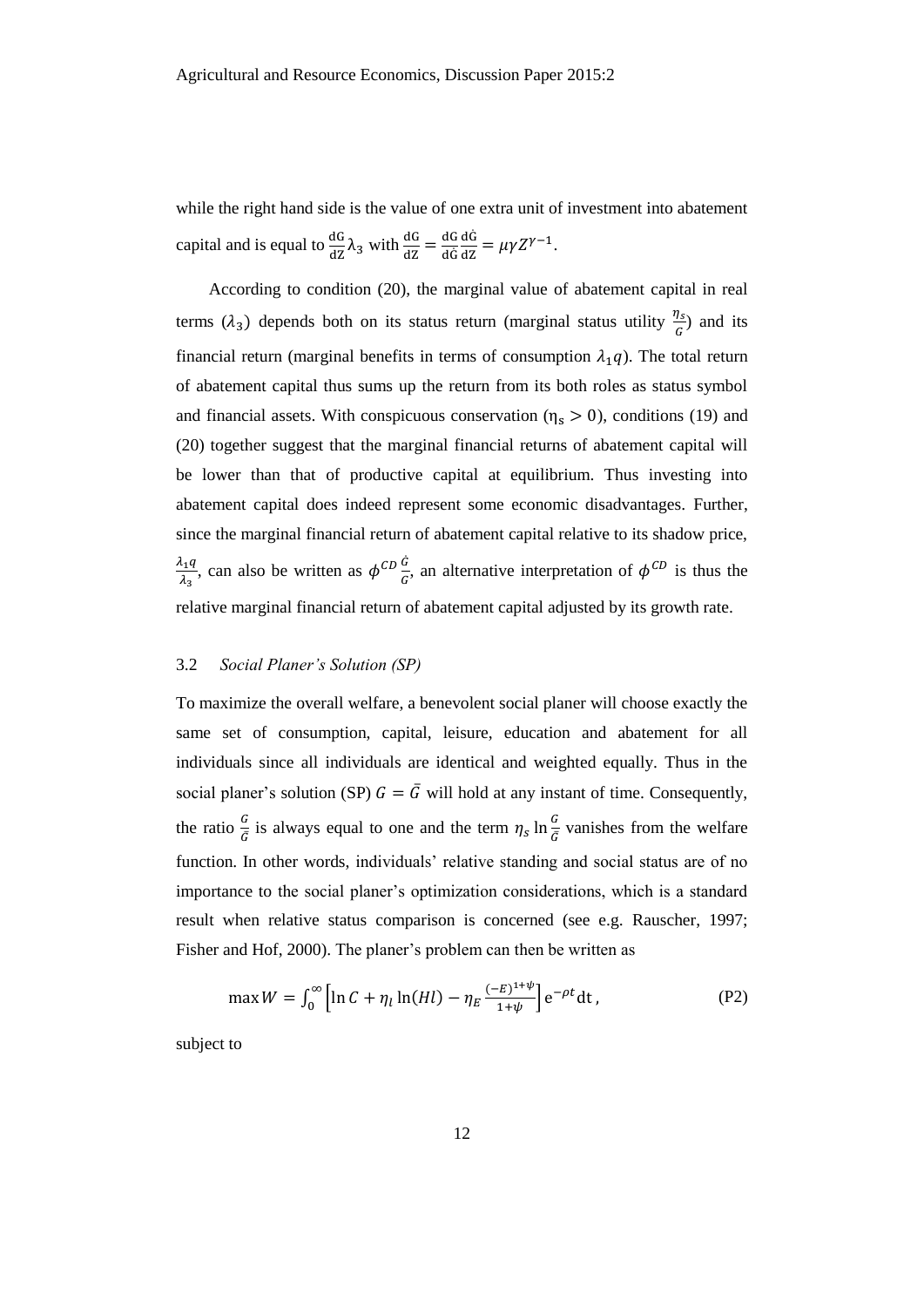while the right hand side is the value of one extra unit of investment into abatement capital and is equal to $\frac{\mathrm{dG}}{\mathrm{dZ}}\lambda_3$ with $\frac{\mathrm{dG}}{\mathrm{dZ}} = \frac{\mathrm{dG}}{\mathrm{d\dot{G}}}\frac{\mathrm{d\dot{G}}}{\mathrm{dZ}} = \mu\gamma Z^{\gamma-1}$.

According to condition (20), the marginal value of abatement capital in real terms ($\lambda_3$) depends both on its status return (marginal status utility $\frac{\eta_s}{G}$) and its financial return (marginal benefits in terms of consumption $\lambda_1 q$). The total return of abatement capital thus sums up the return from its both roles as status symbol and financial assets. With conspicuous conservation ($\eta_s > 0$), conditions (19) and (20) together suggest that the marginal financial returns of abatement capital will be lower than that of productive capital at equilibrium. Thus investing into abatement capital does indeed represent some economic disadvantages. Further, since the marginal financial return of abatement capital relative to its shadow price, $\frac{\lambda_1 q}{\lambda_3}$, can also be written as $\phi^{CD}\frac{\dot{G}}{G}$, an alternative interpretation of $\phi^{CD}$ is thus the relative marginal financial return of abatement capital adjusted by its growth rate.

### 3.2 *Social Planer's Solution (SP)*

To maximize the overall welfare, a benevolent social planer will choose exactly the same set of consumption, capital, leisure, education and abatement for all individuals since all individuals are identical and weighted equally. Thus in the social planer's solution (SP) $G = \bar{G}$ will hold at any instant of time. Consequently, the ratio $\frac{G}{\bar{G}}$ is always equal to one and the term $\eta_s \ln\frac{G}{\bar{G}}$ vanishes from the welfare function. In other words, individuals' relative standing and social status are of no importance to the social planer's optimization considerations, which is a standard result when relative status comparison is concerned (see e.g. Rauscher, 1997; Fisher and Hof, 2000). The planer's problem can then be written as

$$\max W = \int_0^\infty \left[\ln C + \eta_l \ln(Hl) - \eta_E \frac{(-E)^{1+\psi}}{1+\psi}\right] \mathrm{e}^{-\rho t} \mathrm{d}t\,, \tag{P2}$$

subject to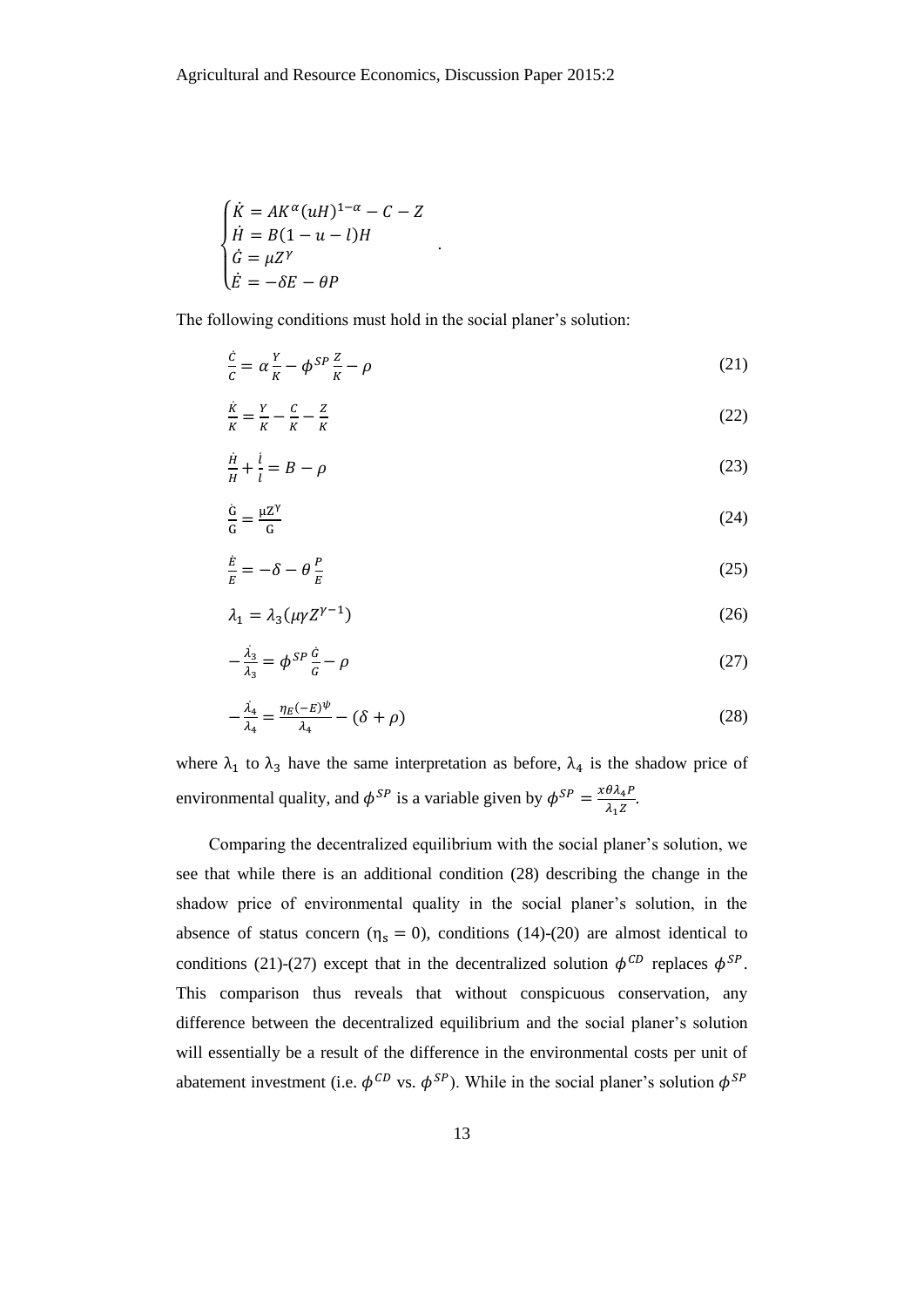$$\begin{cases} \dot{K} = AK^{\alpha}(uH)^{1-\alpha} - C - Z \\ \dot{H} = B(1-u-l)H \\ \dot{G} = \mu Z^{\gamma} \\ \dot{E} = -\delta E - \theta P \end{cases}.$$

The following conditions must hold in the social planer's solution:

$$\frac{\dot{C}}{C} = \alpha\frac{Y}{K} - \phi^{SP}\frac{Z}{K} - \rho \tag{21}$$

$$\frac{\dot{K}}{K} = \frac{Y}{K} - \frac{C}{K} - \frac{Z}{K} \tag{22}$$

$$\frac{\dot{H}}{H} + \frac{\dot{l}}{l} = B - \rho \tag{23}$$

$$\frac{\dot{G}}{G} = \frac{\mu Z^{\gamma}}{G} \tag{24}$$

$$\frac{\dot{E}}{E} = -\delta - \theta\frac{P}{E} \tag{25}$$

$$\lambda_1 = \lambda_3(\mu\gamma Z^{\gamma-1}) \tag{26}$$

$$-\frac{\dot{\lambda}_3}{\lambda_3} = \phi^{SP}\frac{\dot{G}}{G} - \rho \tag{27}$$

$$-\frac{\dot{\lambda}_4}{\lambda_4} = \frac{\eta_E(-E)^{\psi}}{\lambda_4} - (\delta + \rho) \tag{28}$$

where $\lambda_1$ to $\lambda_3$ have the same interpretation as before, $\lambda_4$ is the shadow price of environmental quality, and $\phi^{SP}$ is a variable given by $\phi^{SP} = \frac{x\theta\lambda_4 P}{\lambda_1 Z}$.

Comparing the decentralized equilibrium with the social planer's solution, we see that while there is an additional condition (28) describing the change in the shadow price of environmental quality in the social planer's solution, in the absence of status concern ($\eta_s = 0$), conditions (14)-(20) are almost identical to conditions (21)-(27) except that in the decentralized solution $\phi^{CD}$ replaces $\phi^{SP}$. This comparison thus reveals that without conspicuous conservation, any difference between the decentralized equilibrium and the social planer's solution will essentially be a result of the difference in the environmental costs per unit of abatement investment (i.e. $\phi^{CD}$ vs. $\phi^{SP}$). While in the social planer's solution $\phi^{SP}$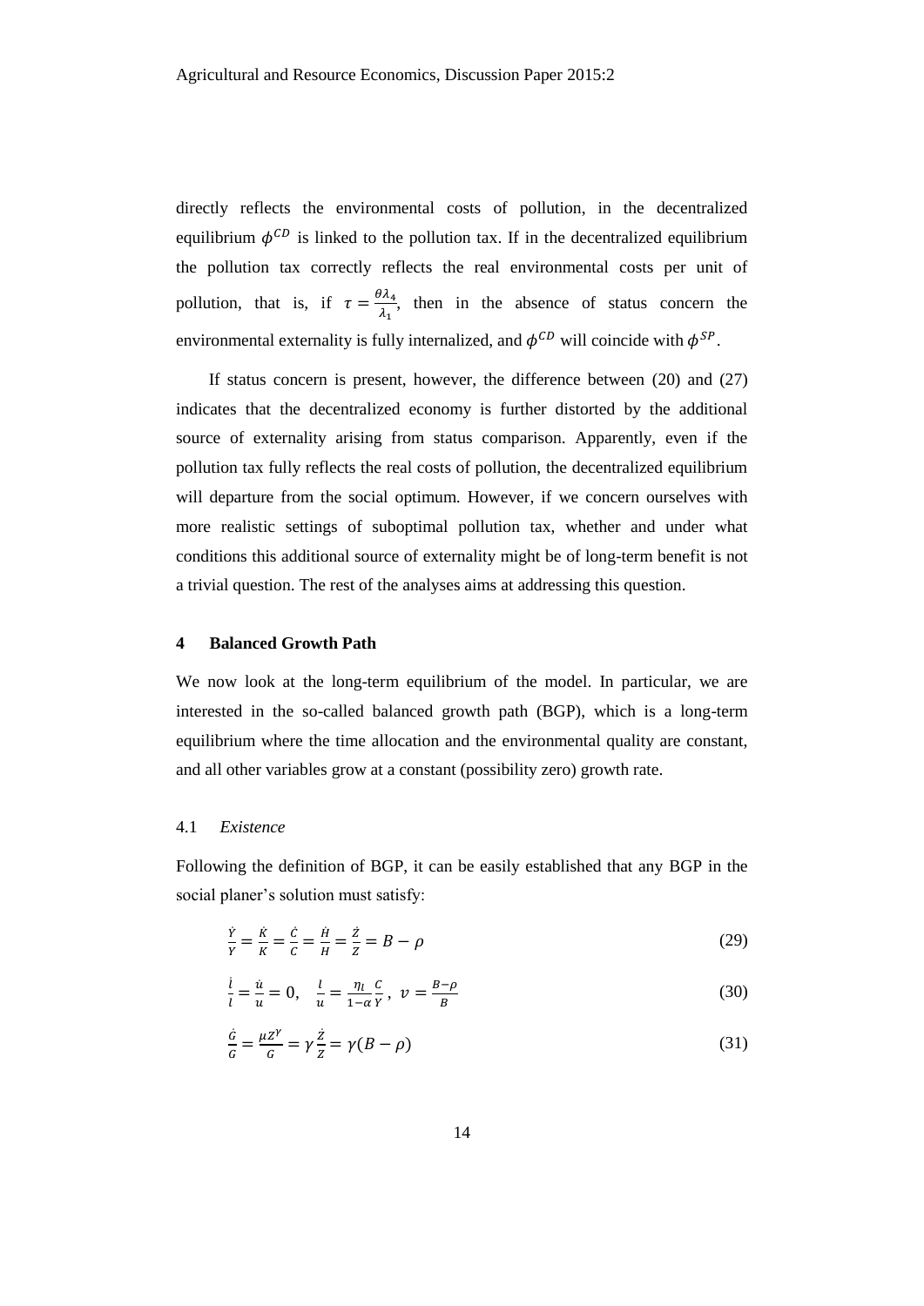directly reflects the environmental costs of pollution, in the decentralized equilibrium $\phi^{CD}$ is linked to the pollution tax. If in the decentralized equilibrium the pollution tax correctly reflects the real environmental costs per unit of pollution, that is, if $\tau = \frac{\theta \lambda_4}{\lambda_1}$, then in the absence of status concern the environmental externality is fully internalized, and $\phi^{CD}$ will coincide with $\phi^{SP}$.

If status concern is present, however, the difference between (20) and (27) indicates that the decentralized economy is further distorted by the additional source of externality arising from status comparison. Apparently, even if the pollution tax fully reflects the real costs of pollution, the decentralized equilibrium will departure from the social optimum. However, if we concern ourselves with more realistic settings of suboptimal pollution tax, whether and under what conditions this additional source of externality might be of long-term benefit is not a trivial question. The rest of the analyses aims at addressing this question.

## 4 Balanced Growth Path

We now look at the long-term equilibrium of the model. In particular, we are interested in the so-called balanced growth path (BGP), which is a long-term equilibrium where the time allocation and the environmental quality are constant, and all other variables grow at a constant (possibility zero) growth rate.

### 4.1 *Existence*

Following the definition of BGP, it can be easily established that any BGP in the social planer's solution must satisfy:

$$\frac{\dot{Y}}{Y} = \frac{\dot{K}}{K} = \frac{\dot{C}}{C} = \frac{\dot{H}}{H} = \frac{\dot{Z}}{Z} = B - \rho \tag{29}$$

$$\frac{\dot{l}}{l} = \frac{\dot{u}}{u} = 0, \quad \frac{l}{u} = \frac{\eta_l}{1-\alpha} \frac{C}{Y}, \; v = \frac{B-\rho}{B} \tag{30}$$

$$\frac{\dot{G}}{G} = \frac{\mu Z^{\gamma}}{G} = \gamma \frac{\dot{Z}}{Z} = \gamma (B - \rho) \tag{31}$$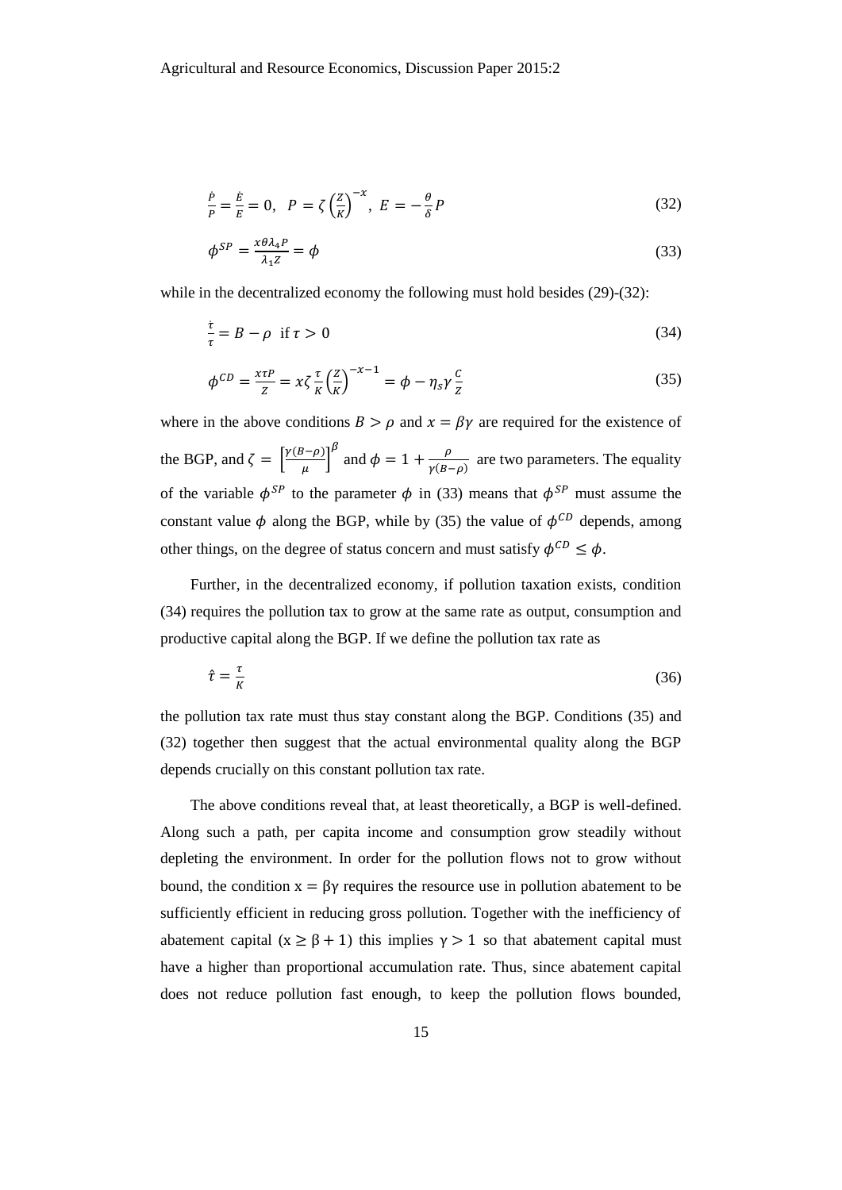$$\frac{\dot{P}}{P} = \frac{\dot{E}}{E} = 0, \;\; P = \zeta \left(\frac{Z}{K}\right)^{-x}, \; E = -\frac{\theta}{\delta} P \tag{32}$$

$$\phi^{SP} = \frac{x\theta\lambda_4 P}{\lambda_1 Z} = \phi \tag{33}$$

while in the decentralized economy the following must hold besides (29)-(32):

$$\frac{\dot{\tau}}{\tau} = B - \rho \;\; \text{if } \tau > 0 \tag{34}$$

$$\phi^{CD} = \frac{x\tau P}{Z} = x\zeta \frac{\tau}{K}\left(\frac{Z}{K}\right)^{-x-1} = \phi - \eta_s \gamma \frac{C}{Z} \tag{35}$$

where in the above conditions $B > \rho$ and $x = \beta\gamma$ are required for the existence of the BGP, and $\zeta = \left[\frac{\gamma(B-\rho)}{\mu}\right]^{\beta}$ and $\phi = 1 + \frac{\rho}{\gamma(B-\rho)}$ are two parameters. The equality of the variable $\phi^{SP}$ to the parameter $\phi$ in (33) means that $\phi^{SP}$ must assume the constant value $\phi$ along the BGP, while by (35) the value of $\phi^{CD}$ depends, among other things, on the degree of status concern and must satisfy $\phi^{CD} \leq \phi$.

Further, in the decentralized economy, if pollution taxation exists, condition (34) requires the pollution tax to grow at the same rate as output, consumption and productive capital along the BGP. If we define the pollution tax rate as

$$\hat{\tau} = \frac{\tau}{K} \tag{36}$$

the pollution tax rate must thus stay constant along the BGP. Conditions (35) and (32) together then suggest that the actual environmental quality along the BGP depends crucially on this constant pollution tax rate.

The above conditions reveal that, at least theoretically, a BGP is well-defined. Along such a path, per capita income and consumption grow steadily without depleting the environment. In order for the pollution flows not to grow without bound, the condition $x = \beta\gamma$ requires the resource use in pollution abatement to be sufficiently efficient in reducing gross pollution. Together with the inefficiency of abatement capital ($x \geq \beta + 1$) this implies $\gamma > 1$ so that abatement capital must have a higher than proportional accumulation rate. Thus, since abatement capital does not reduce pollution fast enough, to keep the pollution flows bounded,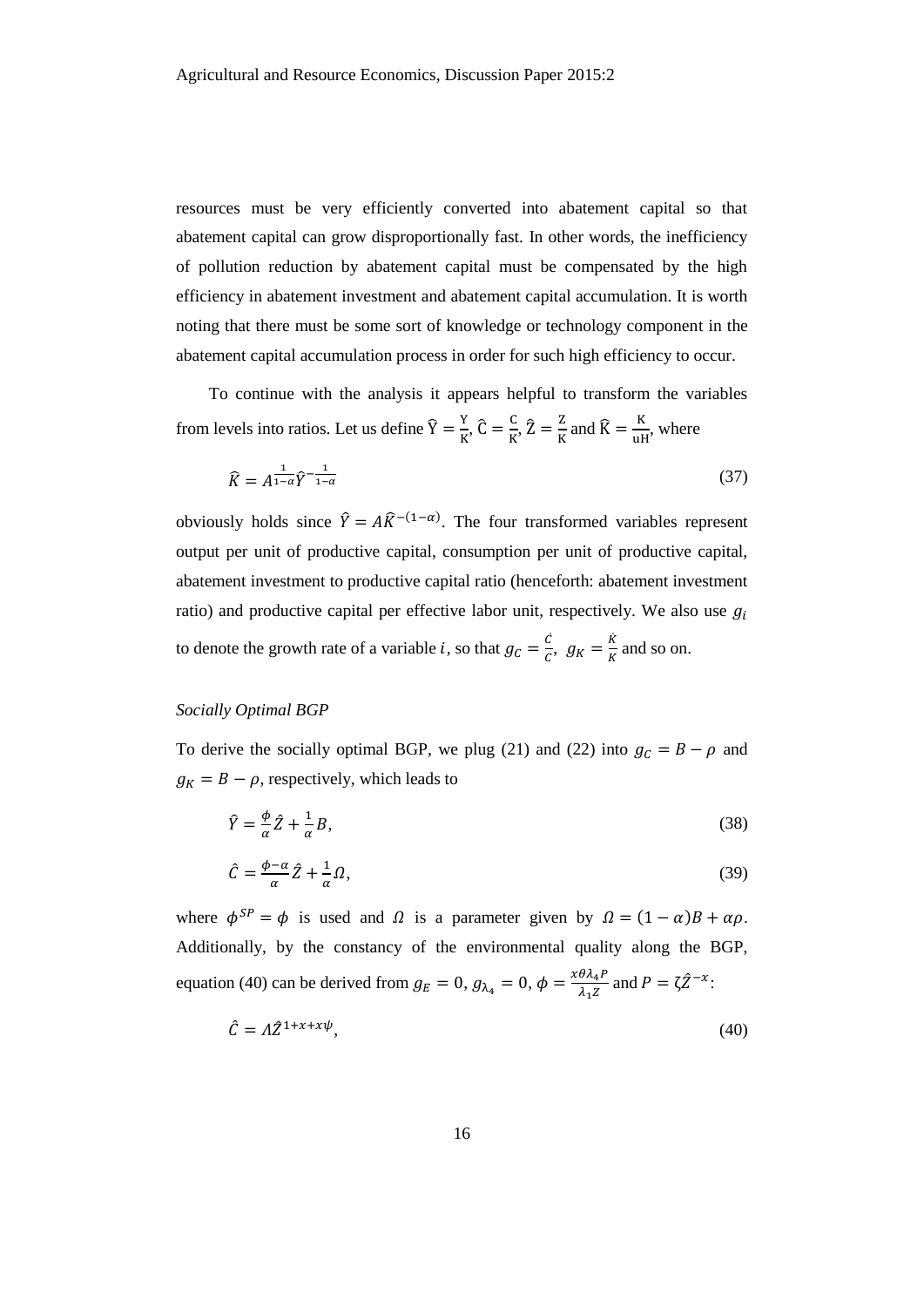resources must be very efficiently converted into abatement capital so that abatement capital can grow disproportionally fast. In other words, the inefficiency of pollution reduction by abatement capital must be compensated by the high efficiency in abatement investment and abatement capital accumulation. It is worth noting that there must be some sort of knowledge or technology component in the abatement capital accumulation process in order for such high efficiency to occur.

To continue with the analysis it appears helpful to transform the variables from levels into ratios. Let us define $\hat{Y} = \frac{Y}{K}$, $\hat{C} = \frac{C}{K}$, $\hat{Z} = \frac{Z}{K}$ and $\hat{K} = \frac{K}{uH}$, where

$$\hat{K} = A^{\frac{1}{1-\alpha}} \hat{Y}^{-\frac{1}{1-\alpha}} \tag{37}$$

obviously holds since $\hat{Y} = A\hat{K}^{-(1-\alpha)}$. The four transformed variables represent output per unit of productive capital, consumption per unit of productive capital, abatement investment to productive capital ratio (henceforth: abatement investment ratio) and productive capital per effective labor unit, respectively. We also use $g_i$ to denote the growth rate of a variable $i$, so that $g_C = \frac{\dot{C}}{C}$, $g_K = \frac{\dot{K}}{K}$ and so on.

*Socially Optimal BGP*

To derive the socially optimal BGP, we plug (21) and (22) into $g_C = B - \rho$ and $g_K = B - \rho$, respectively, which leads to

$$\hat{Y} = \frac{\phi}{\alpha}\hat{Z} + \frac{1}{\alpha}B, \tag{38}$$

$$\hat{C} = \frac{\phi - \alpha}{\alpha}\hat{Z} + \frac{1}{\alpha}\Omega, \tag{39}$$

where $\phi^{SP} = \phi$ is used and $\Omega$ is a parameter given by $\Omega = (1-\alpha)B + \alpha\rho$. Additionally, by the constancy of the environmental quality along the BGP, equation (40) can be derived from $g_E = 0$, $g_{\lambda_4} = 0$, $\phi = \frac{x\theta\lambda_4 P}{\lambda_1 Z}$ and $P = \zeta\hat{Z}^{-x}$:

$$\hat{C} = \Lambda\hat{Z}^{1+x+x\psi}, \tag{40}$$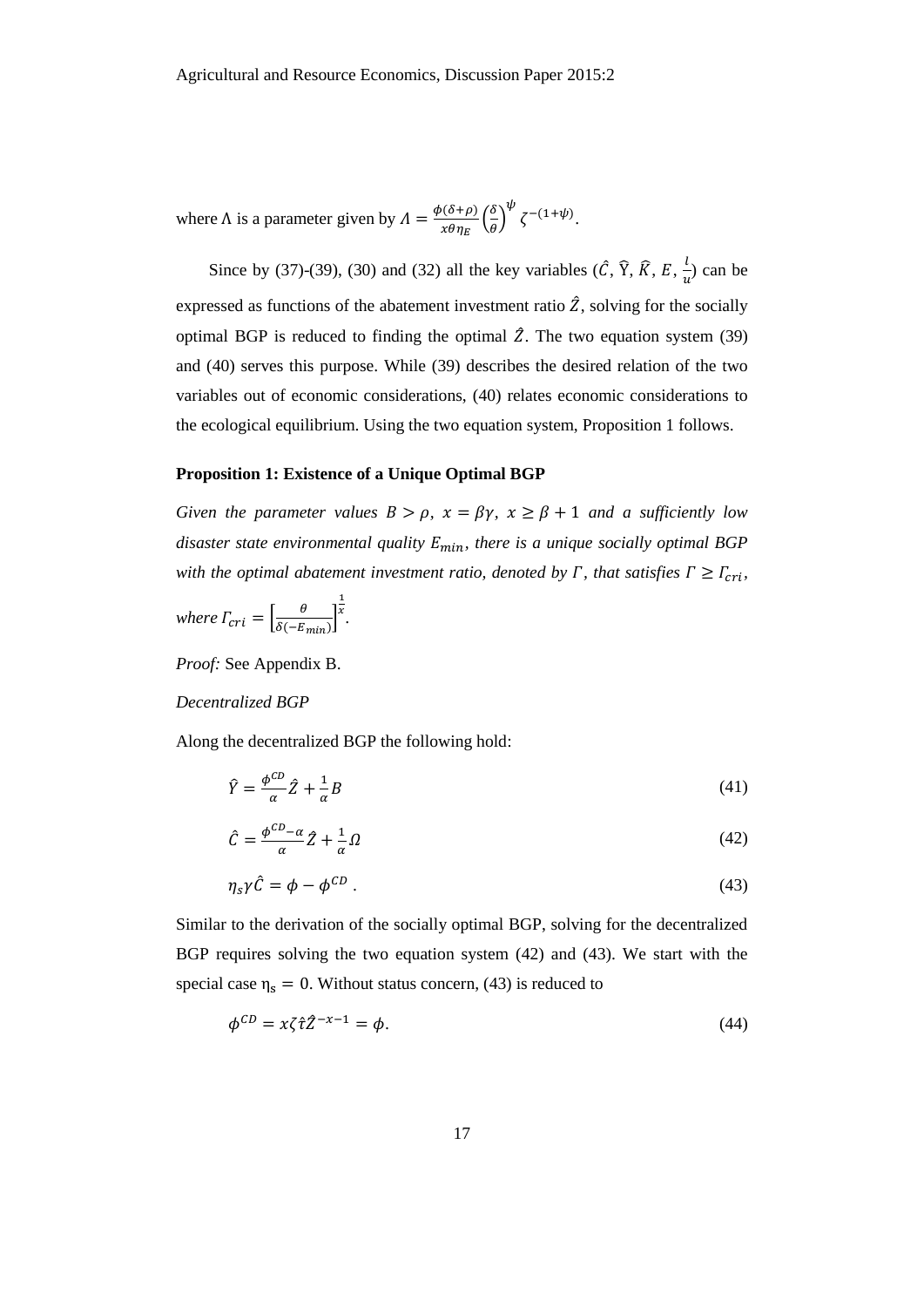where Λ is a parameter given by $\Lambda = \frac{\phi(\delta+\rho)}{x\theta\eta_E}\left(\frac{\delta}{\theta}\right)^{\psi}\zeta^{-(1+\psi)}$.

Since by (37)-(39), (30) and (32) all the key variables ($\hat{C}$, $\hat{Y}$, $\hat{K}$, $E$, $\frac{l}{u}$) can be expressed as functions of the abatement investment ratio $\hat{Z}$, solving for the socially optimal BGP is reduced to finding the optimal $\hat{Z}$. The two equation system (39) and (40) serves this purpose. While (39) describes the desired relation of the two variables out of economic considerations, (40) relates economic considerations to the ecological equilibrium. Using the two equation system, Proposition 1 follows.

**Proposition 1: Existence of a Unique Optimal BGP**

*Given the parameter values $B > \rho$, $x = \beta\gamma$, $x \geq \beta + 1$ and a sufficiently low disaster state environmental quality $E_{min}$, there is a unique socially optimal BGP with the optimal abatement investment ratio, denoted by $\Gamma$, that satisfies $\Gamma \geq \Gamma_{cri}$, where $\Gamma_{cri} = \left[\frac{\theta}{\delta(-E_{min})}\right]^{\frac{1}{x}}$.*

*Proof:* See Appendix B.

*Decentralized BGP*

Along the decentralized BGP the following hold:

$$\hat{Y} = \frac{\phi^{CD}}{\alpha}\hat{Z} + \frac{1}{\alpha}B \tag{41}$$

$$\hat{C} = \frac{\phi^{CD}-\alpha}{\alpha}\hat{Z} + \frac{1}{\alpha}\Omega \tag{42}$$

$$\eta_s\gamma\hat{C} = \phi - \phi^{CD}. \tag{43}$$

Similar to the derivation of the socially optimal BGP, solving for the decentralized BGP requires solving the two equation system (42) and (43). We start with the special case $\eta_s = 0$. Without status concern, (43) is reduced to

$$\phi^{CD} = x\zeta\hat{\tau}\hat{Z}^{-x-1} = \phi. \tag{44}$$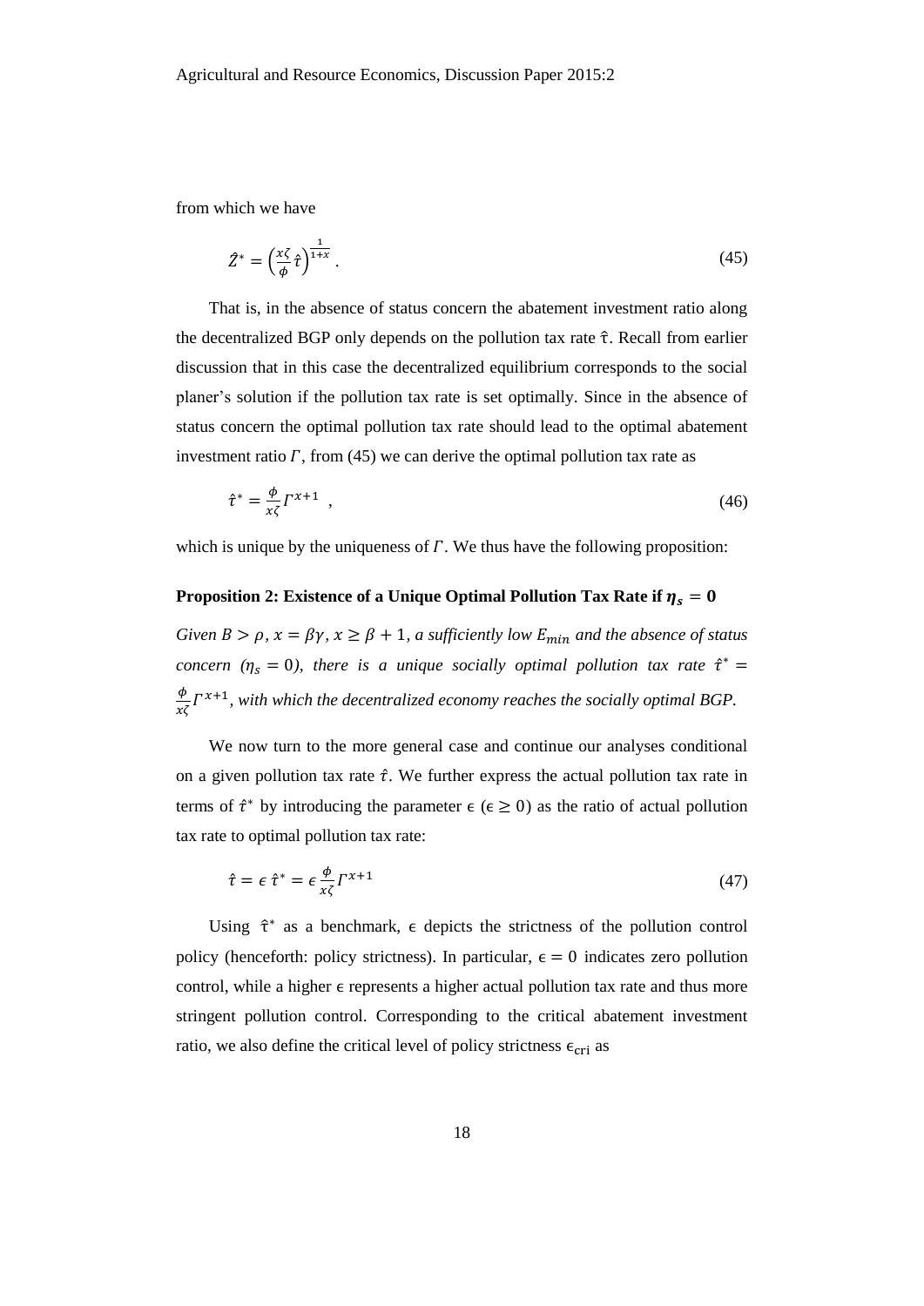from which we have

$$\hat{Z}^* = \left(\frac{x\zeta}{\phi}\hat{\tau}\right)^{\frac{1}{1+x}}. \tag{45}$$

That is, in the absence of status concern the abatement investment ratio along the decentralized BGP only depends on the pollution tax rate $\hat{\tau}$. Recall from earlier discussion that in this case the decentralized equilibrium corresponds to the social planer's solution if the pollution tax rate is set optimally. Since in the absence of status concern the optimal pollution tax rate should lead to the optimal abatement investment ratio $\Gamma$, from (45) we can derive the optimal pollution tax rate as

$$\hat{\tau}^* = \frac{\phi}{x\zeta}\Gamma^{x+1}, \tag{46}$$

which is unique by the uniqueness of $\Gamma$. We thus have the following proposition:

**Proposition 2: Existence of a Unique Optimal Pollution Tax Rate if $\eta_s = 0$**

*Given $B > \rho$, $x = \beta\gamma$, $x \geq \beta + 1$, a sufficiently low $E_{min}$ and the absence of status concern ($\eta_s = 0$), there is a unique socially optimal pollution tax rate $\hat{\tau}^* = \frac{\phi}{x\zeta}\Gamma^{x+1}$, with which the decentralized economy reaches the socially optimal BGP.*

We now turn to the more general case and continue our analyses conditional on a given pollution tax rate $\hat{\tau}$. We further express the actual pollution tax rate in terms of $\hat{\tau}^*$ by introducing the parameter $\epsilon$ ($\epsilon \geq 0$) as the ratio of actual pollution tax rate to optimal pollution tax rate:

$$\hat{\tau} = \epsilon\,\hat{\tau}^* = \epsilon\frac{\phi}{x\zeta}\Gamma^{x+1} \tag{47}$$

Using $\hat{\tau}^*$ as a benchmark, $\epsilon$ depicts the strictness of the pollution control policy (henceforth: policy strictness). In particular, $\epsilon = 0$ indicates zero pollution control, while a higher $\epsilon$ represents a higher actual pollution tax rate and thus more stringent pollution control. Corresponding to the critical abatement investment ratio, we also define the critical level of policy strictness $\epsilon_{\text{cri}}$ as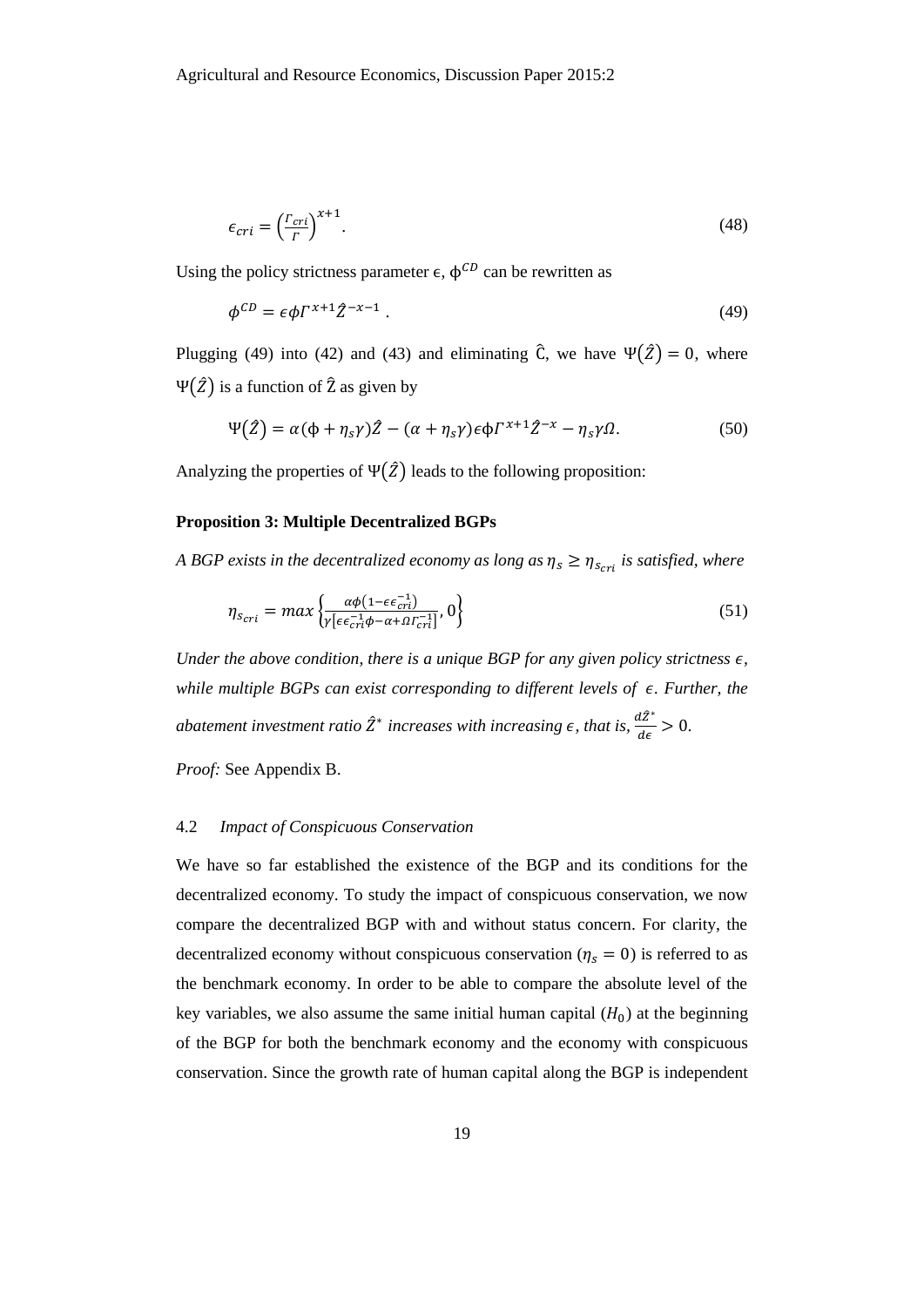$$\epsilon_{cri} = \left(\frac{\Gamma_{cri}}{\Gamma}\right)^{x+1}. \tag{48}$$

Using the policy strictness parameter $\epsilon$, $\phi^{CD}$ can be rewritten as

$$\phi^{CD} = \epsilon\phi\Gamma^{x+1}\hat{Z}^{-x-1}. \tag{49}$$

Plugging (49) into (42) and (43) and eliminating $\hat{C}$, we have $\Psi(\hat{Z}) = 0$, where $\Psi(\hat{Z})$ is a function of $\hat{Z}$ as given by

$$\Psi(\hat{Z}) = \alpha(\phi + \eta_s\gamma)\hat{Z} - (\alpha + \eta_s\gamma)\epsilon\phi\Gamma^{x+1}\hat{Z}^{-x} - \eta_s\gamma\Omega. \tag{50}$$

Analyzing the properties of $\Psi(\hat{Z})$ leads to the following proposition:

**Proposition 3: Multiple Decentralized BGPs**

*A BGP exists in the decentralized economy as long as $\eta_s \geq \eta_{s_{cri}}$ is satisfied, where*

$$\eta_{s_{cri}} = max\left\{\frac{\alpha\phi\left(1-\epsilon\epsilon_{cri}^{-1}\right)}{\gamma\left[\epsilon\epsilon_{cri}^{-1}\phi - \alpha + \Omega\Gamma_{cri}^{-1}\right]}, 0\right\} \tag{51}$$

*Under the above condition, there is a unique BGP for any given policy strictness $\epsilon$, while multiple BGPs can exist corresponding to different levels of $\epsilon$. Further, the abatement investment ratio $\hat{Z}^*$ increases with increasing $\epsilon$, that is, $\frac{d\hat{Z}^*}{d\epsilon} > 0$.*

*Proof:* See Appendix B.

### 4.2 *Impact of Conspicuous Conservation*

We have so far established the existence of the BGP and its conditions for the decentralized economy. To study the impact of conspicuous conservation, we now compare the decentralized BGP with and without status concern. For clarity, the decentralized economy without conspicuous conservation ($\eta_s = 0$) is referred to as the benchmark economy. In order to be able to compare the absolute level of the key variables, we also assume the same initial human capital ($H_0$) at the beginning of the BGP for both the benchmark economy and the economy with conspicuous conservation. Since the growth rate of human capital along the BGP is independent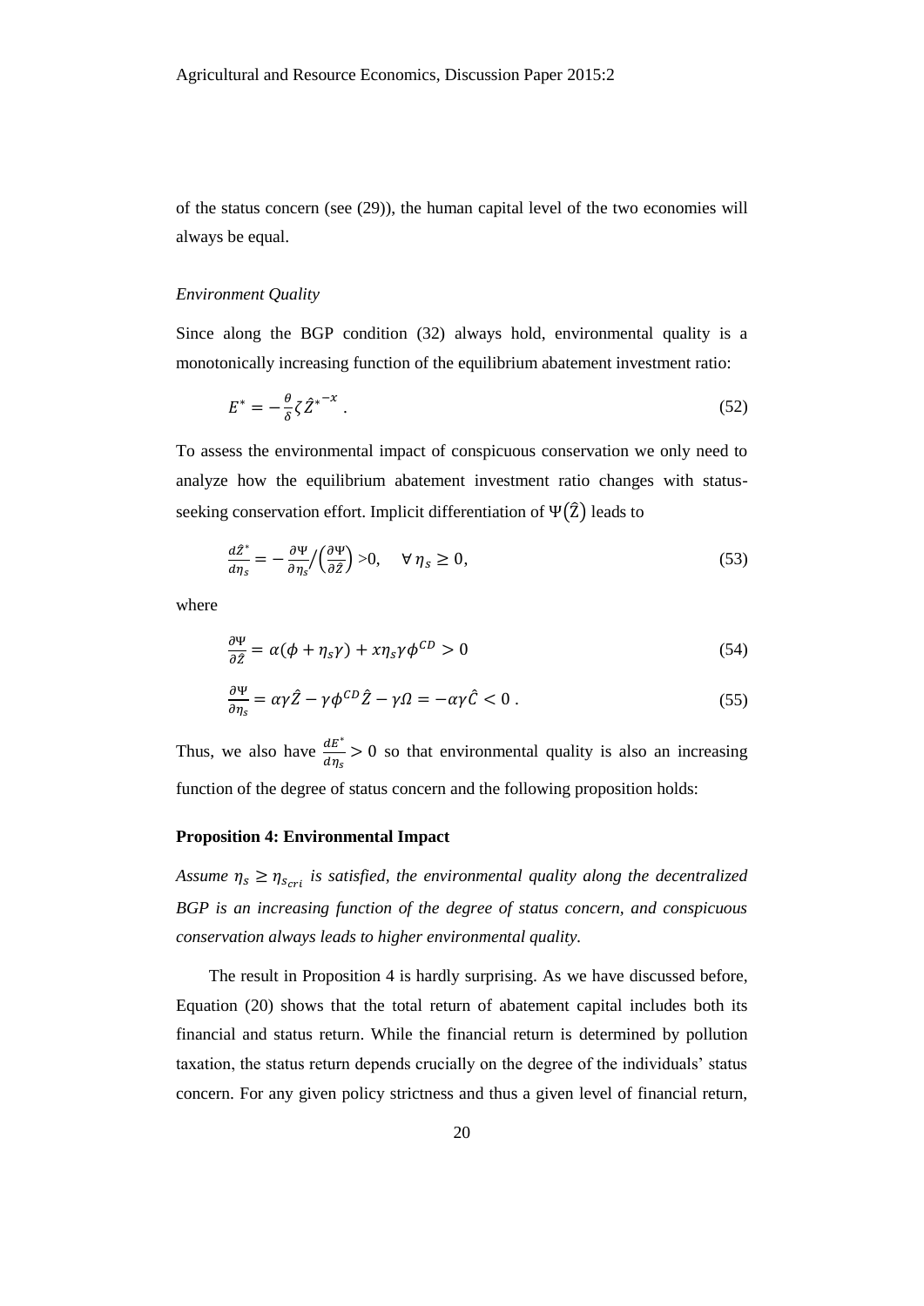of the status concern (see (29)), the human capital level of the two economies will always be equal.

*Environment Quality*

Since along the BGP condition (32) always hold, environmental quality is a monotonically increasing function of the equilibrium abatement investment ratio:

$$E^* = -\frac{\theta}{\delta}\zeta \hat{Z}^{*^{-x}} \,. \tag{52}$$

To assess the environmental impact of conspicuous conservation we only need to analyze how the equilibrium abatement investment ratio changes with status-seeking conservation effort. Implicit differentiation of $\Psi(\hat{Z})$ leads to

$$\frac{d\hat{Z}^*}{d\eta_s} = -\frac{\partial \Psi}{\partial \eta_s} \Big/ \left(\frac{\partial \Psi}{\partial \hat{Z}}\right) > 0, \quad \forall \, \eta_s \geq 0, \tag{53}$$

where

$$\frac{\partial \Psi}{\partial \hat{Z}} = \alpha(\phi + \eta_s \gamma) + x\eta_s \gamma \phi^{CD} > 0 \tag{54}$$

$$\frac{\partial \Psi}{\partial \eta_s} = \alpha\gamma\hat{Z} - \gamma\phi^{CD}\hat{Z} - \gamma\Omega = -\alpha\gamma\hat{C} < 0 \,. \tag{55}$$

Thus, we also have $\frac{dE^*}{d\eta_s} > 0$ so that environmental quality is also an increasing function of the degree of status concern and the following proposition holds:

**Proposition 4: Environmental Impact**

*Assume $\eta_s \geq \eta_{s_{cri}}$ is satisfied, the environmental quality along the decentralized BGP is an increasing function of the degree of status concern, and conspicuous conservation always leads to higher environmental quality.*

The result in Proposition 4 is hardly surprising. As we have discussed before, Equation (20) shows that the total return of abatement capital includes both its financial and status return. While the financial return is determined by pollution taxation, the status return depends crucially on the degree of the individuals' status concern. For any given policy strictness and thus a given level of financial return,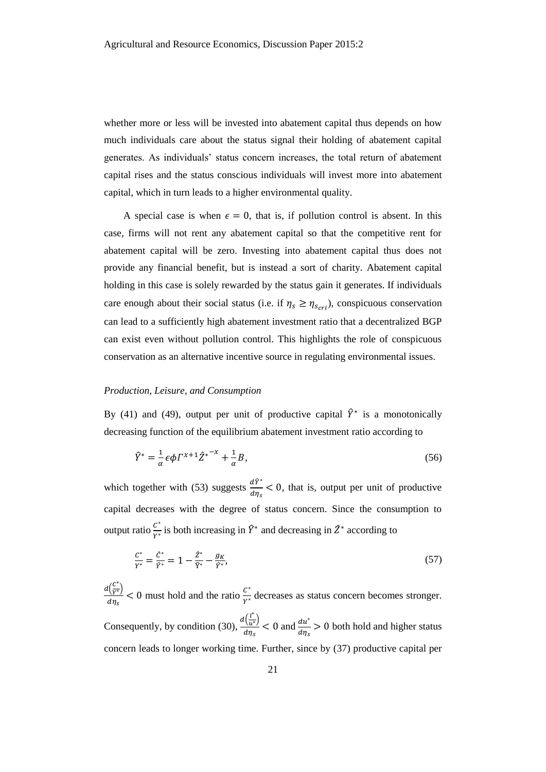whether more or less will be invested into abatement capital thus depends on how much individuals care about the status signal their holding of abatement capital generates. As individuals' status concern increases, the total return of abatement capital rises and the status conscious individuals will invest more into abatement capital, which in turn leads to a higher environmental quality.

A special case is when $\epsilon = 0$, that is, if pollution control is absent. In this case, firms will not rent any abatement capital so that the competitive rent for abatement capital will be zero. Investing into abatement capital thus does not provide any financial benefit, but is instead a sort of charity. Abatement capital holding in this case is solely rewarded by the status gain it generates. If individuals care enough about their social status (i.e. if $\eta_s \geq \eta_{s_{cri}}$), conspicuous conservation can lead to a sufficiently high abatement investment ratio that a decentralized BGP can exist even without pollution control. This highlights the role of conspicuous conservation as an alternative incentive source in regulating environmental issues.

*Production, Leisure, and Consumption*

By (41) and (49), output per unit of productive capital $\hat{Y}^*$ is a monotonically decreasing function of the equilibrium abatement investment ratio according to

$$\hat{Y}^* = \frac{1}{\alpha}\epsilon\phi\Gamma^{x+1}\hat{Z}^{*^{-x}} + \frac{1}{\alpha}B, \tag{56}$$

which together with (53) suggests $\frac{d\hat{Y}^*}{d\eta_s} < 0$, that is, output per unit of productive capital decreases with the degree of status concern. Since the consumption to output ratio $\frac{C^*}{Y^*}$ is both increasing in $\hat{Y}^*$ and decreasing in $\hat{Z}^*$ according to

$$\frac{C^*}{Y^*} = \frac{\hat{C}^*}{\hat{Y}^*} = 1 - \frac{\hat{Z}^*}{\hat{Y}^*} - \frac{g_K}{\hat{Y}^*}, \tag{57}$$

$\frac{d\left(\frac{C^*}{Y^*}\right)}{d\eta_s} < 0$ must hold and the ratio $\frac{C^*}{Y^*}$ decreases as status concern becomes stronger. Consequently, by condition (30), $\frac{d\left(\frac{l^*}{u^*}\right)}{d\eta_s} < 0$ and $\frac{du^*}{d\eta_s} > 0$ both hold and higher status concern leads to longer working time. Further, since by (37) productive capital per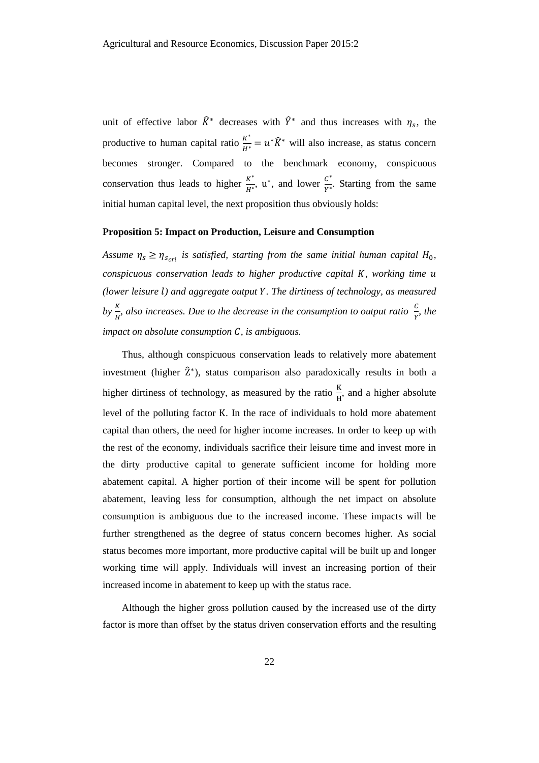unit of effective labor $\widehat{K}^*$ decreases with $\widehat{Y}^*$ and thus increases with $\eta_s$, the productive to human capital ratio $\frac{K^*}{H^*} = u^*\widehat{K}^*$ will also increase, as status concern becomes stronger. Compared to the benchmark economy, conspicuous conservation thus leads to higher $\frac{K^*}{H^*}$, $u^*$, and lower $\frac{C^*}{Y^*}$. Starting from the same initial human capital level, the next proposition thus obviously holds:

**Proposition 5: Impact on Production, Leisure and Consumption**

*Assume $\eta_s \geq \eta_{s_{cri}}$ is satisfied, starting from the same initial human capital $H_0$, conspicuous conservation leads to higher productive capital $K$, working time $u$ (lower leisure $l$) and aggregate output $Y$. The dirtiness of technology, as measured by $\frac{K}{H}$, also increases. Due to the decrease in the consumption to output ratio $\frac{C}{Y}$, the impact on absolute consumption $C$, is ambiguous.*

Thus, although conspicuous conservation leads to relatively more abatement investment (higher $\widehat{Z}^*$), status comparison also paradoxically results in both a higher dirtiness of technology, as measured by the ratio $\frac{K}{H}$, and a higher absolute level of the polluting factor K. In the race of individuals to hold more abatement capital than others, the need for higher income increases. In order to keep up with the rest of the economy, individuals sacrifice their leisure time and invest more in the dirty productive capital to generate sufficient income for holding more abatement capital. A higher portion of their income will be spent for pollution abatement, leaving less for consumption, although the net impact on absolute consumption is ambiguous due to the increased income. These impacts will be further strengthened as the degree of status concern becomes higher. As social status becomes more important, more productive capital will be built up and longer working time will apply. Individuals will invest an increasing portion of their increased income in abatement to keep up with the status race.

Although the higher gross pollution caused by the increased use of the dirty factor is more than offset by the status driven conservation efforts and the resulting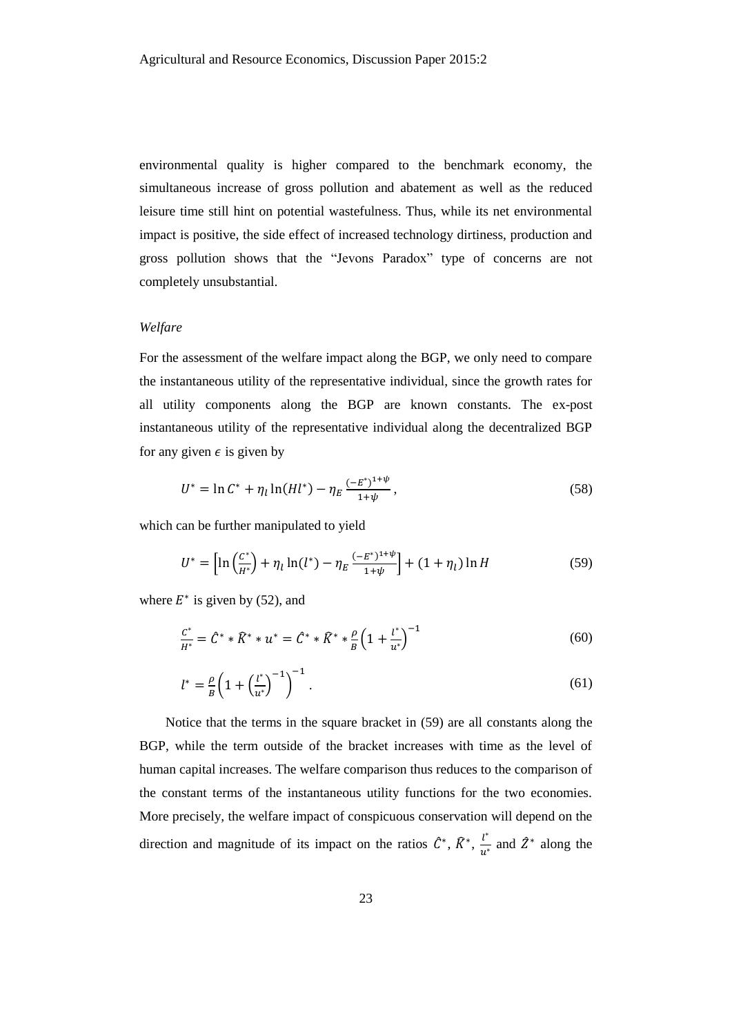environmental quality is higher compared to the benchmark economy, the simultaneous increase of gross pollution and abatement as well as the reduced leisure time still hint on potential wastefulness. Thus, while its net environmental impact is positive, the side effect of increased technology dirtiness, production and gross pollution shows that the "Jevons Paradox" type of concerns are not completely unsubstantial.

*Welfare*

For the assessment of the welfare impact along the BGP, we only need to compare the instantaneous utility of the representative individual, since the growth rates for all utility components along the BGP are known constants. The ex-post instantaneous utility of the representative individual along the decentralized BGP for any given $\epsilon$ is given by

$$U^* = \ln C^* + \eta_l \ln(Hl^*) - \eta_E \frac{(-E^*)^{1+\psi}}{1+\psi}, \tag{58}$$

which can be further manipulated to yield

$$U^* = \left[\ln\left(\frac{C^*}{H^*}\right) + \eta_l \ln(l^*) - \eta_E \frac{(-E^*)^{1+\psi}}{1+\psi}\right] + (1+\eta_l)\ln H \tag{59}$$

where $E^*$ is given by (52), and

$$\frac{C^*}{H^*} = \hat{C}^* * \hat{K}^* * u^* = \hat{C}^* * \hat{K}^* * \frac{\rho}{B}\left(1 + \frac{l^*}{u^*}\right)^{-1} \tag{60}$$

$$l^* = \frac{\rho}{B}\left(1 + \left(\frac{l^*}{u^*}\right)^{-1}\right)^{-1}. \tag{61}$$

Notice that the terms in the square bracket in (59) are all constants along the BGP, while the term outside of the bracket increases with time as the level of human capital increases. The welfare comparison thus reduces to the comparison of the constant terms of the instantaneous utility functions for the two economies. More precisely, the welfare impact of conspicuous conservation will depend on the direction and magnitude of its impact on the ratios $\hat{C}^*$, $\hat{K}^*$, $\frac{l^*}{u^*}$ and $\hat{Z}^*$ along the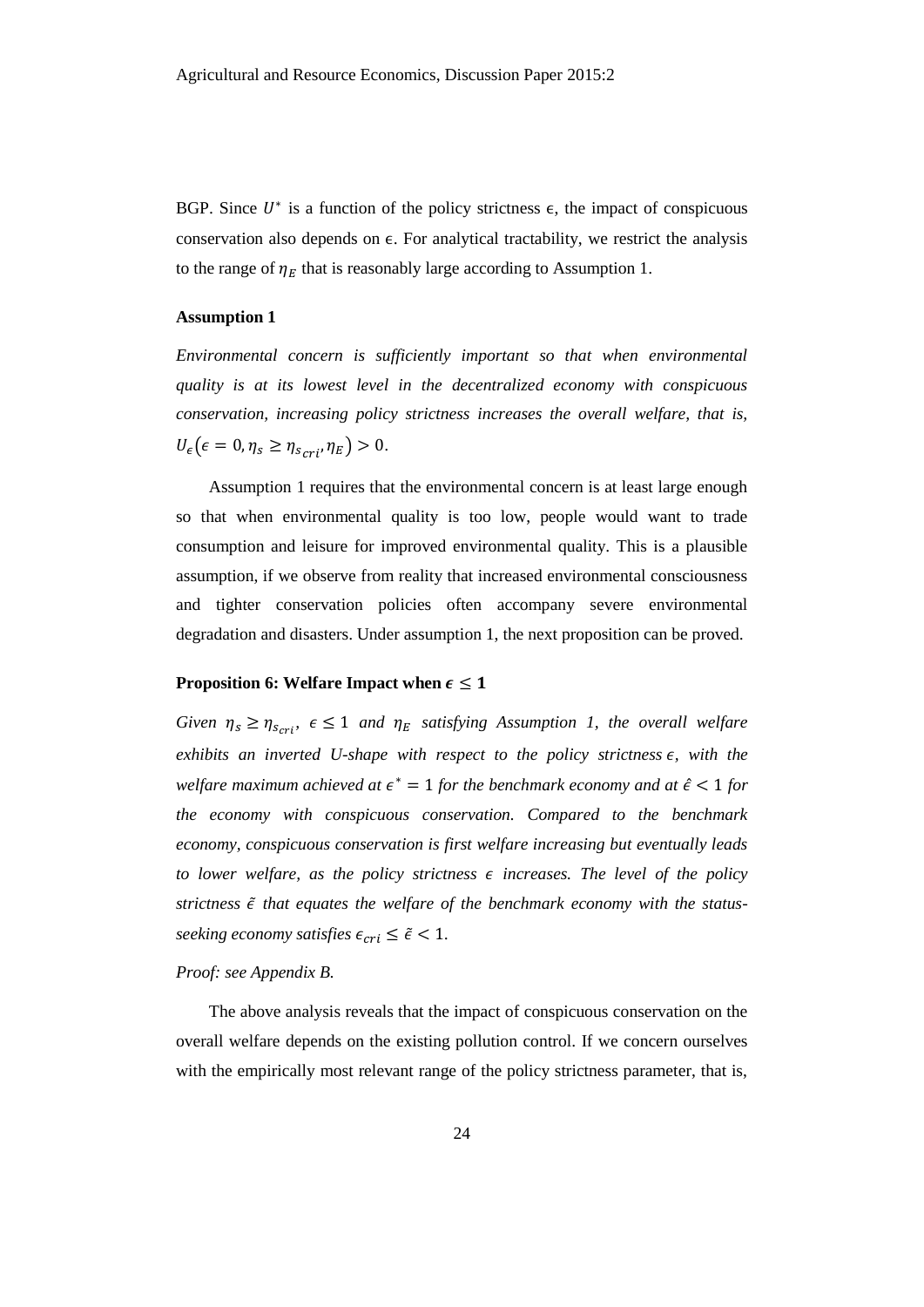BGP. Since $U^*$ is a function of the policy strictness $\epsilon$, the impact of conspicuous conservation also depends on $\epsilon$. For analytical tractability, we restrict the analysis to the range of $\eta_E$ that is reasonably large according to Assumption 1.

**Assumption 1**

*Environmental concern is sufficiently important so that when environmental quality is at its lowest level in the decentralized economy with conspicuous conservation, increasing policy strictness increases the overall welfare, that is,* $U_\epsilon(\epsilon = 0, \eta_s \geq \eta_{s_{cri}}, \eta_E) > 0$.

Assumption 1 requires that the environmental concern is at least large enough so that when environmental quality is too low, people would want to trade consumption and leisure for improved environmental quality. This is a plausible assumption, if we observe from reality that increased environmental consciousness and tighter conservation policies often accompany severe environmental degradation and disasters. Under assumption 1, the next proposition can be proved.

**Proposition 6: Welfare Impact when $\epsilon \leq 1$**

*Given* $\eta_s \geq \eta_{s_{cri}}$, $\epsilon \leq 1$ *and* $\eta_E$ *satisfying Assumption 1, the overall welfare exhibits an inverted U-shape with respect to the policy strictness* $\epsilon$, *with the welfare maximum achieved at* $\epsilon^* = 1$ *for the benchmark economy and at* $\hat{\epsilon} < 1$ *for the economy with conspicuous conservation. Compared to the benchmark economy, conspicuous conservation is first welfare increasing but eventually leads to lower welfare, as the policy strictness* $\epsilon$ *increases. The level of the policy strictness* $\tilde{\epsilon}$ *that equates the welfare of the benchmark economy with the status-seeking economy satisfies* $\epsilon_{cri} \leq \tilde{\epsilon} < 1$.

*Proof: see Appendix B.*

The above analysis reveals that the impact of conspicuous conservation on the overall welfare depends on the existing pollution control. If we concern ourselves with the empirically most relevant range of the policy strictness parameter, that is,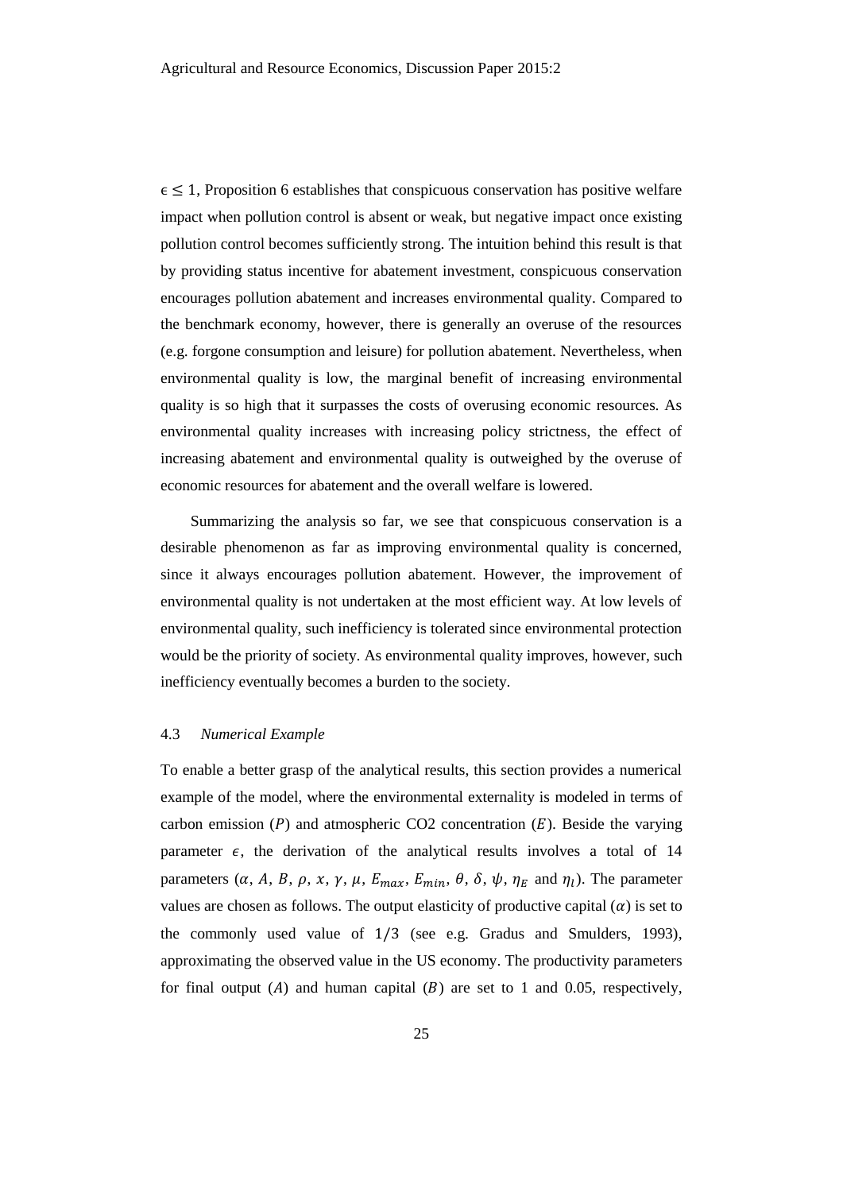$\epsilon \leq 1$, Proposition 6 establishes that conspicuous conservation has positive welfare impact when pollution control is absent or weak, but negative impact once existing pollution control becomes sufficiently strong. The intuition behind this result is that by providing status incentive for abatement investment, conspicuous conservation encourages pollution abatement and increases environmental quality. Compared to the benchmark economy, however, there is generally an overuse of the resources (e.g. forgone consumption and leisure) for pollution abatement. Nevertheless, when environmental quality is low, the marginal benefit of increasing environmental quality is so high that it surpasses the costs of overusing economic resources. As environmental quality increases with increasing policy strictness, the effect of increasing abatement and environmental quality is outweighed by the overuse of economic resources for abatement and the overall welfare is lowered.

Summarizing the analysis so far, we see that conspicuous conservation is a desirable phenomenon as far as improving environmental quality is concerned, since it always encourages pollution abatement. However, the improvement of environmental quality is not undertaken at the most efficient way. At low levels of environmental quality, such inefficiency is tolerated since environmental protection would be the priority of society. As environmental quality improves, however, such inefficiency eventually becomes a burden to the society.

### 4.3 *Numerical Example*

To enable a better grasp of the analytical results, this section provides a numerical example of the model, where the environmental externality is modeled in terms of carbon emission ($P$) and atmospheric CO2 concentration ($E$). Beside the varying parameter $\epsilon$, the derivation of the analytical results involves a total of 14 parameters ($\alpha$, $A$, $B$, $\rho$, $x$, $\gamma$, $\mu$, $E_{max}$, $E_{min}$, $\theta$, $\delta$, $\psi$, $\eta_E$ and $\eta_l$). The parameter values are chosen as follows. The output elasticity of productive capital ($\alpha$) is set to the commonly used value of $1/3$ (see e.g. Gradus and Smulders, 1993), approximating the observed value in the US economy. The productivity parameters for final output ($A$) and human capital ($B$) are set to 1 and 0.05, respectively,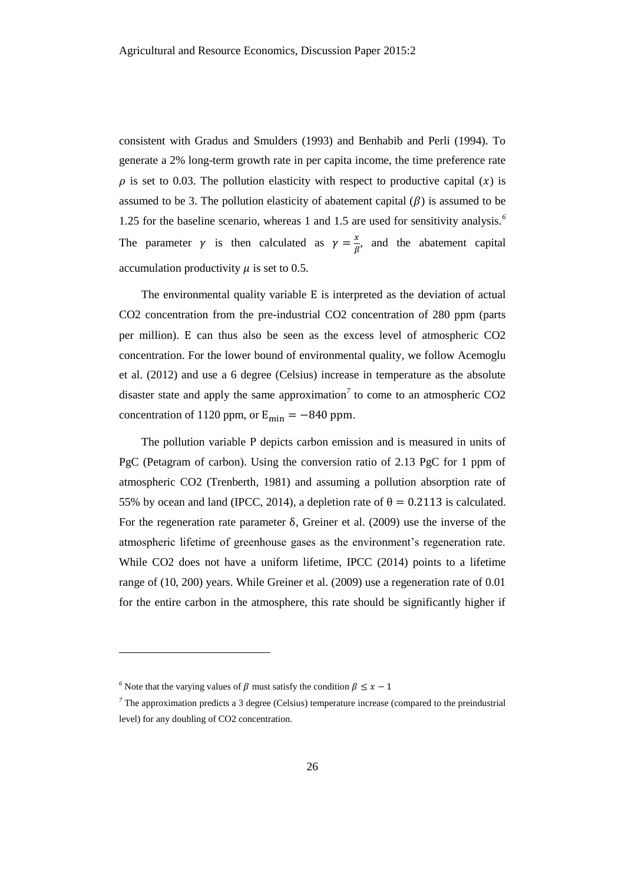consistent with Gradus and Smulders (1993) and Benhabib and Perli (1994). To generate a 2% long-term growth rate in per capita income, the time preference rate $\rho$ is set to 0.03. The pollution elasticity with respect to productive capital ($x$) is assumed to be 3. The pollution elasticity of abatement capital ($\beta$) is assumed to be 1.25 for the baseline scenario, whereas 1 and 1.5 are used for sensitivity analysis.[6] The parameter $\gamma$ is then calculated as $\gamma = \frac{x}{\beta}$, and the abatement capital accumulation productivity $\mu$ is set to 0.5.

The environmental quality variable E is interpreted as the deviation of actual CO2 concentration from the pre-industrial CO2 concentration of 280 ppm (parts per million). E can thus also be seen as the excess level of atmospheric CO2 concentration. For the lower bound of environmental quality, we follow Acemoglu et al. (2012) and use a 6 degree (Celsius) increase in temperature as the absolute disaster state and apply the same approximation[7] to come to an atmospheric CO2 concentration of 1120 ppm, or $\mathrm{E}_{\min} = -840\ \mathrm{ppm}$.

The pollution variable P depicts carbon emission and is measured in units of PgC (Petagram of carbon). Using the conversion ratio of 2.13 PgC for 1 ppm of atmospheric CO2 (Trenberth, 1981) and assuming a pollution absorption rate of 55% by ocean and land (IPCC, 2014), a depletion rate of $\theta = 0.2113$ is calculated. For the regeneration rate parameter $\delta$, Greiner et al. (2009) use the inverse of the atmospheric lifetime of greenhouse gases as the environment's regeneration rate. While CO2 does not have a uniform lifetime, IPCC (2014) points to a lifetime range of (10, 200) years. While Greiner et al. (2009) use a regeneration rate of 0.01 for the entire carbon in the atmosphere, this rate should be significantly higher if

---

[6] Note that the varying values of $\beta$ must satisfy the condition $\beta \leq x - 1$

[7] The approximation predicts a 3 degree (Celsius) temperature increase (compared to the preindustrial level) for any doubling of CO2 concentration.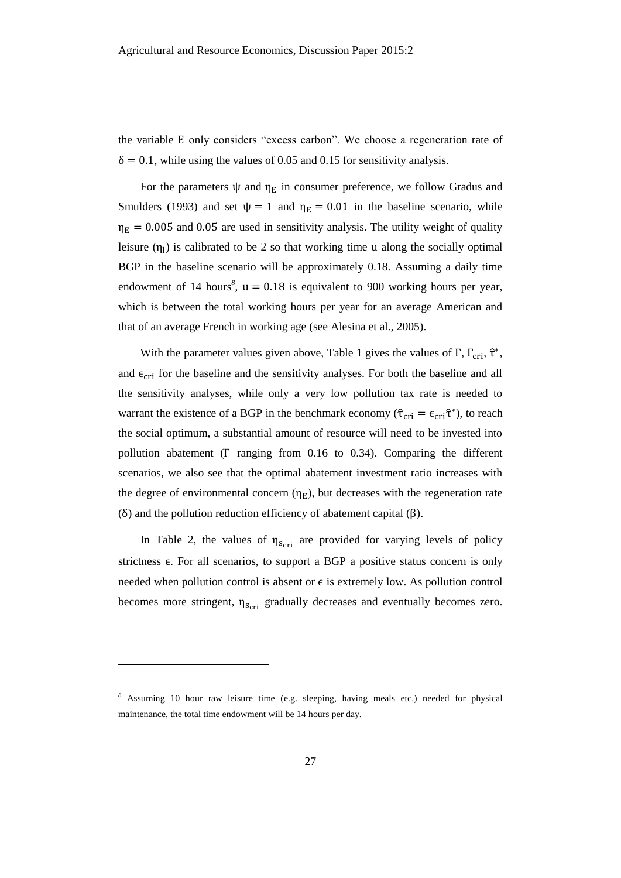the variable E only considers "excess carbon". We choose a regeneration rate of $\delta = 0.1$, while using the values of 0.05 and 0.15 for sensitivity analysis.

For the parameters $\psi$ and $\eta_E$ in consumer preference, we follow Gradus and Smulders (1993) and set $\psi = 1$ and $\eta_E = 0.01$ in the baseline scenario, while $\eta_E = 0.005$ and 0.05 are used in sensitivity analysis. The utility weight of quality leisure ($\eta_l$) is calibrated to be 2 so that working time u along the socially optimal BGP in the baseline scenario will be approximately 0.18. Assuming a daily time endowment of 14 hours[8], $u = 0.18$ is equivalent to 900 working hours per year, which is between the total working hours per year for an average American and that of an average French in working age (see Alesina et al., 2005).

With the parameter values given above, Table 1 gives the values of $\Gamma$, $\Gamma_{cri}$, $\hat{\tau}^*$, and $\epsilon_{cri}$ for the baseline and the sensitivity analyses. For both the baseline and all the sensitivity analyses, while only a very low pollution tax rate is needed to warrant the existence of a BGP in the benchmark economy ($\hat{\tau}_{cri} = \epsilon_{cri}\hat{\tau}^*$), to reach the social optimum, a substantial amount of resource will need to be invested into pollution abatement ($\Gamma$ ranging from 0.16 to 0.34). Comparing the different scenarios, we also see that the optimal abatement investment ratio increases with the degree of environmental concern ($\eta_E$), but decreases with the regeneration rate ($\delta$) and the pollution reduction efficiency of abatement capital ($\beta$).

In Table 2, the values of $\eta_{s_{cri}}$ are provided for varying levels of policy strictness $\epsilon$. For all scenarios, to support a BGP a positive status concern is only needed when pollution control is absent or $\epsilon$ is extremely low. As pollution control becomes more stringent, $\eta_{s_{cri}}$ gradually decreases and eventually becomes zero.

[8] Assuming 10 hour raw leisure time (e.g. sleeping, having meals etc.) needed for physical maintenance, the total time endowment will be 14 hours per day.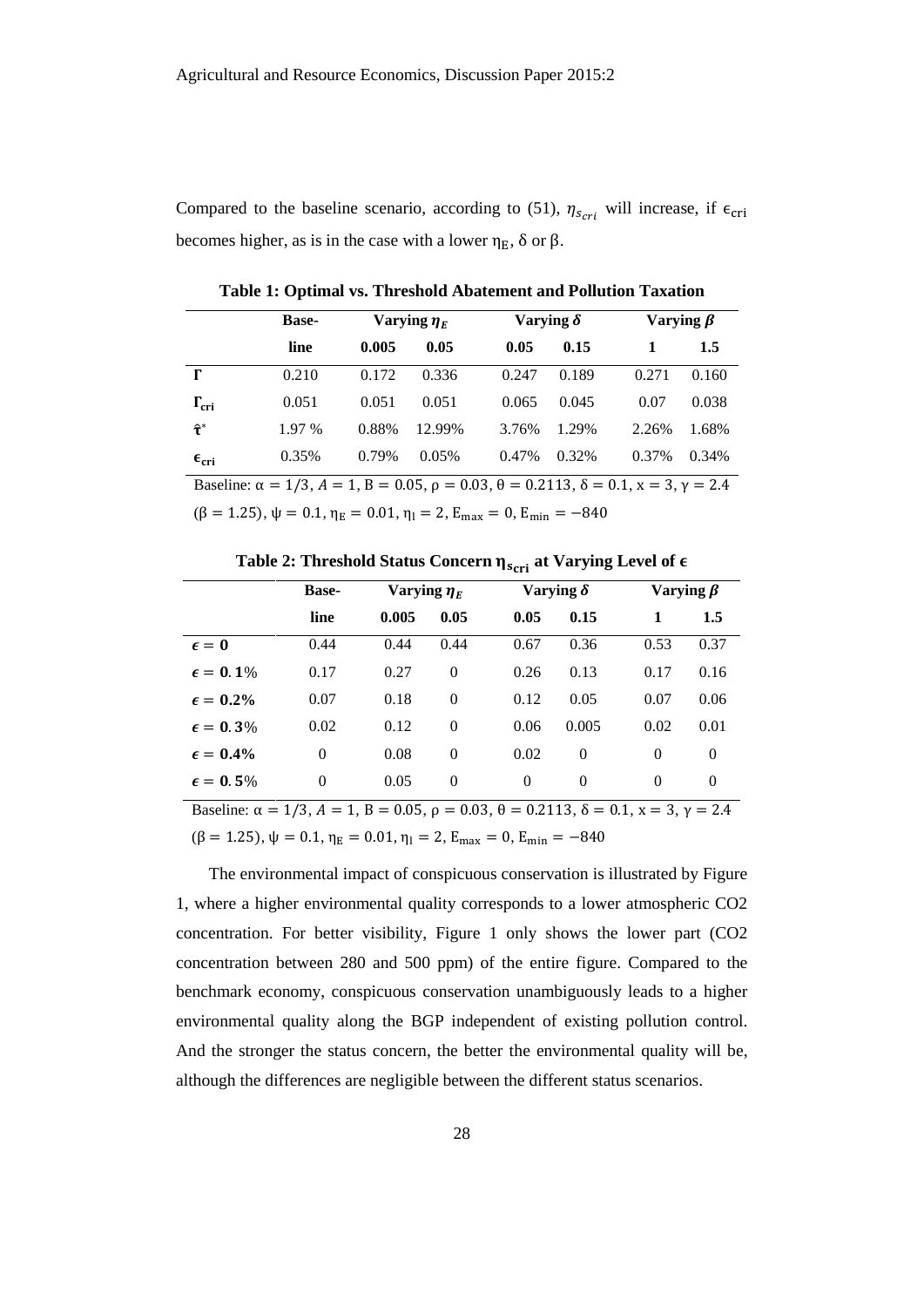Compared to the baseline scenario, according to (51), $\eta_{s_{cri}}$ will increase, if $\epsilon_{\text{cri}}$ becomes higher, as is in the case with a lower $\eta_E$, $\delta$ or $\beta$.

**Table 1: Optimal vs. Threshold Abatement and Pollution Taxation**

| | Base- | Varying $\eta_E$ | | Varying $\delta$ | | Varying $\beta$ | |
|---|---|---|---|---|---|---|---|
| | line | 0.005 | 0.05 | 0.05 | 0.15 | 1 | 1.5 |
| $\Gamma$ | 0.210 | 0.172 | 0.336 | 0.247 | 0.189 | 0.271 | 0.160 |
| $\Gamma_{\text{cri}}$ | 0.051 | 0.051 | 0.051 | 0.065 | 0.045 | 0.07 | 0.038 |
| $\hat{\tau}^*$ | 1.97 % | 0.88% | 12.99% | 3.76% | 1.29% | 2.26% | 1.68% |
| $\epsilon_{\text{cri}}$ | 0.35% | 0.79% | 0.05% | 0.47% | 0.32% | 0.37% | 0.34% |

Baseline: $\alpha = 1/3$, $A = 1$, $B = 0.05$, $\rho = 0.03$, $\theta = 0.2113$, $\delta = 0.1$, $x = 3$, $\gamma = 2.4$ $(\beta = 1.25)$, $\psi = 0.1$, $\eta_E = 0.01$, $\eta_l = 2$, $E_{\max} = 0$, $E_{\min} = -840$

**Table 2: Threshold Status Concern $\eta_{s_{\text{cri}}}$ at Varying Level of $\epsilon$**

| | Base- | Varying $\eta_E$ | | Varying $\delta$ | | Varying $\beta$ | |
|---|---|---|---|---|---|---|---|
| | line | 0.005 | 0.05 | 0.05 | 0.15 | 1 | 1.5 |
| $\epsilon = 0$ | 0.44 | 0.44 | 0.44 | 0.67 | 0.36 | 0.53 | 0.37 |
| $\epsilon = 0.1\%$ | 0.17 | 0.27 | 0 | 0.26 | 0.13 | 0.17 | 0.16 |
| $\epsilon = 0.2\%$ | 0.07 | 0.18 | 0 | 0.12 | 0.05 | 0.07 | 0.06 |
| $\epsilon = 0.3\%$ | 0.02 | 0.12 | 0 | 0.06 | 0.005 | 0.02 | 0.01 |
| $\epsilon = 0.4\%$ | 0 | 0.08 | 0 | 0.02 | 0 | 0 | 0 |
| $\epsilon = 0.5\%$ | 0 | 0.05 | 0 | 0 | 0 | 0 | 0 |

Baseline: $\alpha = 1/3$, $A = 1$, $B = 0.05$, $\rho = 0.03$, $\theta = 0.2113$, $\delta = 0.1$, $x = 3$, $\gamma = 2.4$ $(\beta = 1.25)$, $\psi = 0.1$, $\eta_E = 0.01$, $\eta_l = 2$, $E_{\max} = 0$, $E_{\min} = -840$

The environmental impact of conspicuous conservation is illustrated by Figure 1, where a higher environmental quality corresponds to a lower atmospheric $CO_2$ concentration. For better visibility, Figure 1 only shows the lower part ($CO_2$ concentration between 280 and 500 ppm) of the entire figure. Compared to the benchmark economy, conspicuous conservation unambiguously leads to a higher environmental quality along the BGP independent of existing pollution control. And the stronger the status concern, the better the environmental quality will be, although the differences are negligible between the different status scenarios.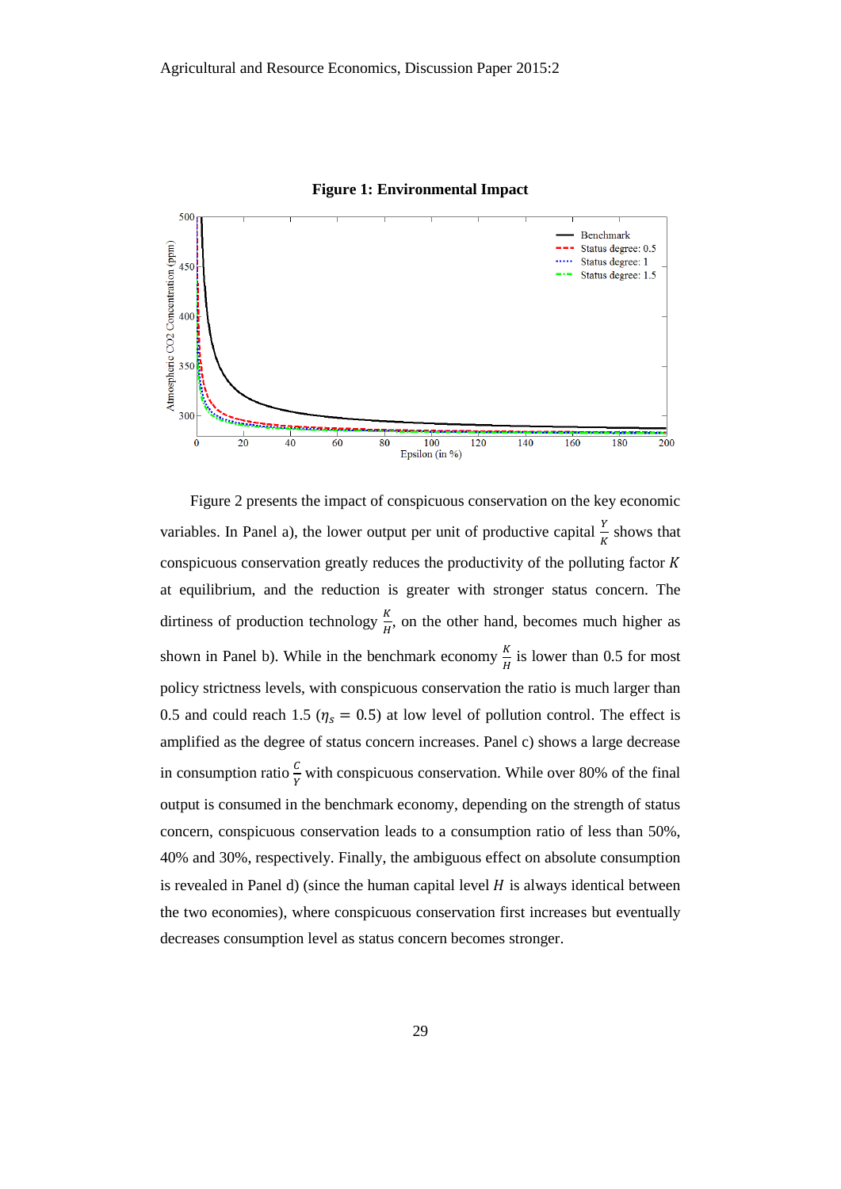**Figure 1: Environmental Impact**

Figure 2 presents the impact of conspicuous conservation on the key economic variables. In Panel a), the lower output per unit of productive capital $\frac{Y}{K}$ shows that conspicuous conservation greatly reduces the productivity of the polluting factor $K$ at equilibrium, and the reduction is greater with stronger status concern. The dirtiness of production technology $\frac{K}{H}$, on the other hand, becomes much higher as shown in Panel b). While in the benchmark economy $\frac{K}{H}$ is lower than 0.5 for most policy strictness levels, with conspicuous conservation the ratio is much larger than 0.5 and could reach 1.5 ($\eta_s = 0.5$) at low level of pollution control. The effect is amplified as the degree of status concern increases. Panel c) shows a large decrease in consumption ratio $\frac{C}{Y}$ with conspicuous conservation. While over 80% of the final output is consumed in the benchmark economy, depending on the strength of status concern, conspicuous conservation leads to a consumption ratio of less than 50%, 40% and 30%, respectively. Finally, the ambiguous effect on absolute consumption is revealed in Panel d) (since the human capital level $H$ is always identical between the two economies), where conspicuous conservation first increases but eventually decreases consumption level as status concern becomes stronger.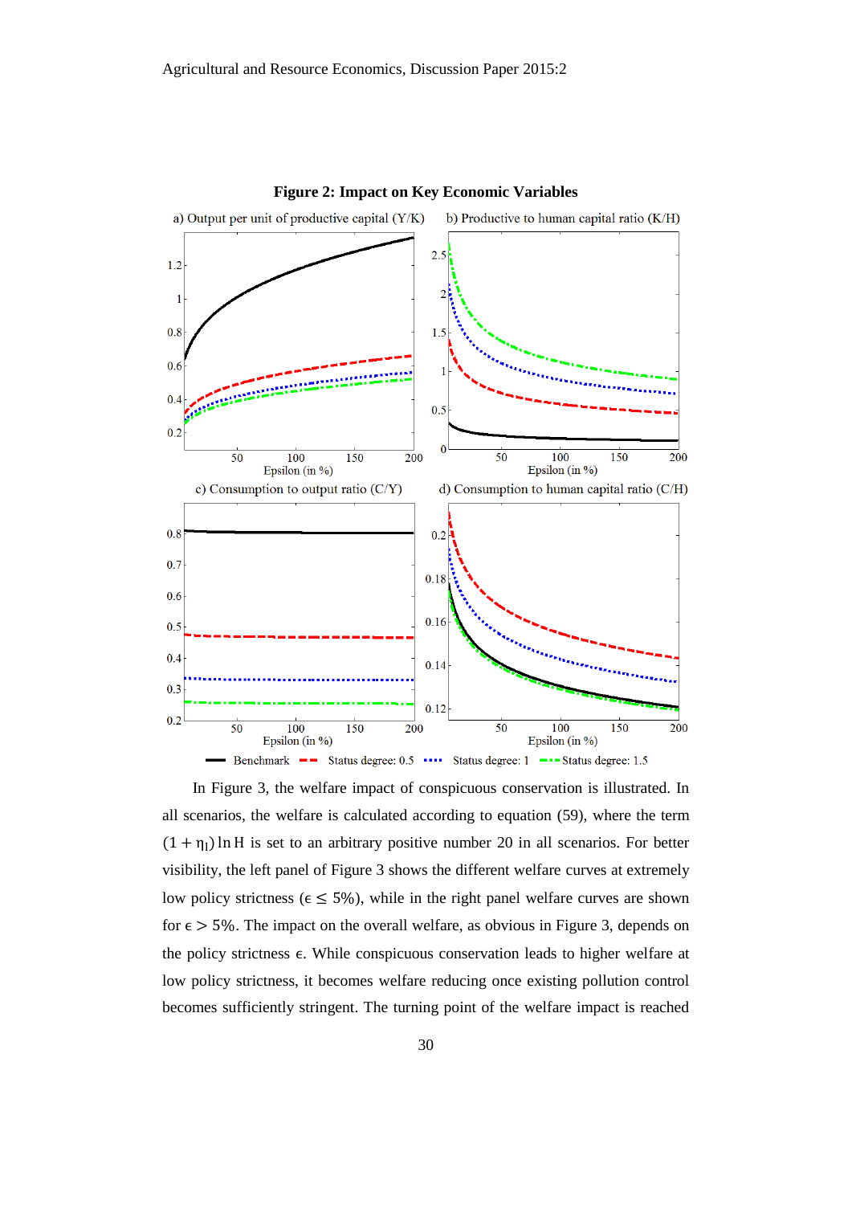**Figure 2: Impact on Key Economic Variables**

a) Output per unit of productive capital (Y/K) b) Productive to human capital ratio (K/H)

c) Consumption to output ratio (C/Y) d) Consumption to human capital ratio (C/H)

Benchmark — Status degree: 0.5 — Status degree: 1 — Status degree: 1.5

In Figure 3, the welfare impact of conspicuous conservation is illustrated. In all scenarios, the welfare is calculated according to equation (59), where the term $(1 + \eta_l) \ln H$ is set to an arbitrary positive number 20 in all scenarios. For better visibility, the left panel of Figure 3 shows the different welfare curves at extremely low policy strictness ($\epsilon \leq 5\%$), while in the right panel welfare curves are shown for $\epsilon > 5\%$. The impact on the overall welfare, as obvious in Figure 3, depends on the policy strictness $\epsilon$. While conspicuous conservation leads to higher welfare at low policy strictness, it becomes welfare reducing once existing pollution control becomes sufficiently stringent. The turning point of the welfare impact is reached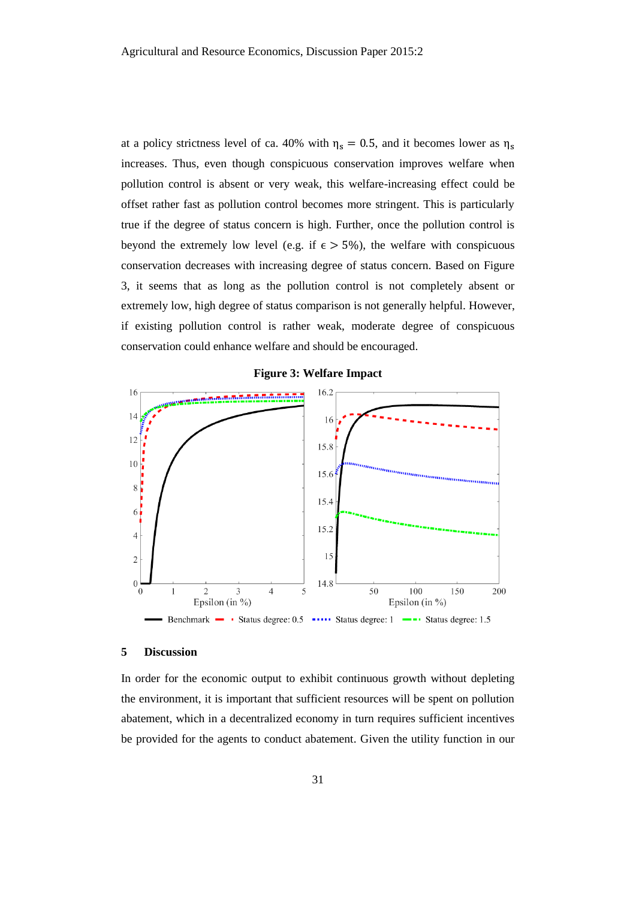at a policy strictness level of ca. 40% with $\eta_s = 0.5$, and it becomes lower as $\eta_s$ increases. Thus, even though conspicuous conservation improves welfare when pollution control is absent or very weak, this welfare-increasing effect could be offset rather fast as pollution control becomes more stringent. This is particularly true if the degree of status concern is high. Further, once the pollution control is beyond the extremely low level (e.g. if $\epsilon > 5\%$), the welfare with conspicuous conservation decreases with increasing degree of status concern. Based on Figure 3, it seems that as long as the pollution control is not completely absent or extremely low, high degree of status comparison is not generally helpful. However, if existing pollution control is rather weak, moderate degree of conspicuous conservation could enhance welfare and should be encouraged.

**Figure 3: Welfare Impact**

## 5 Discussion

In order for the economic output to exhibit continuous growth without depleting the environment, it is important that sufficient resources will be spent on pollution abatement, which in a decentralized economy in turn requires sufficient incentives be provided for the agents to conduct abatement. Given the utility function in our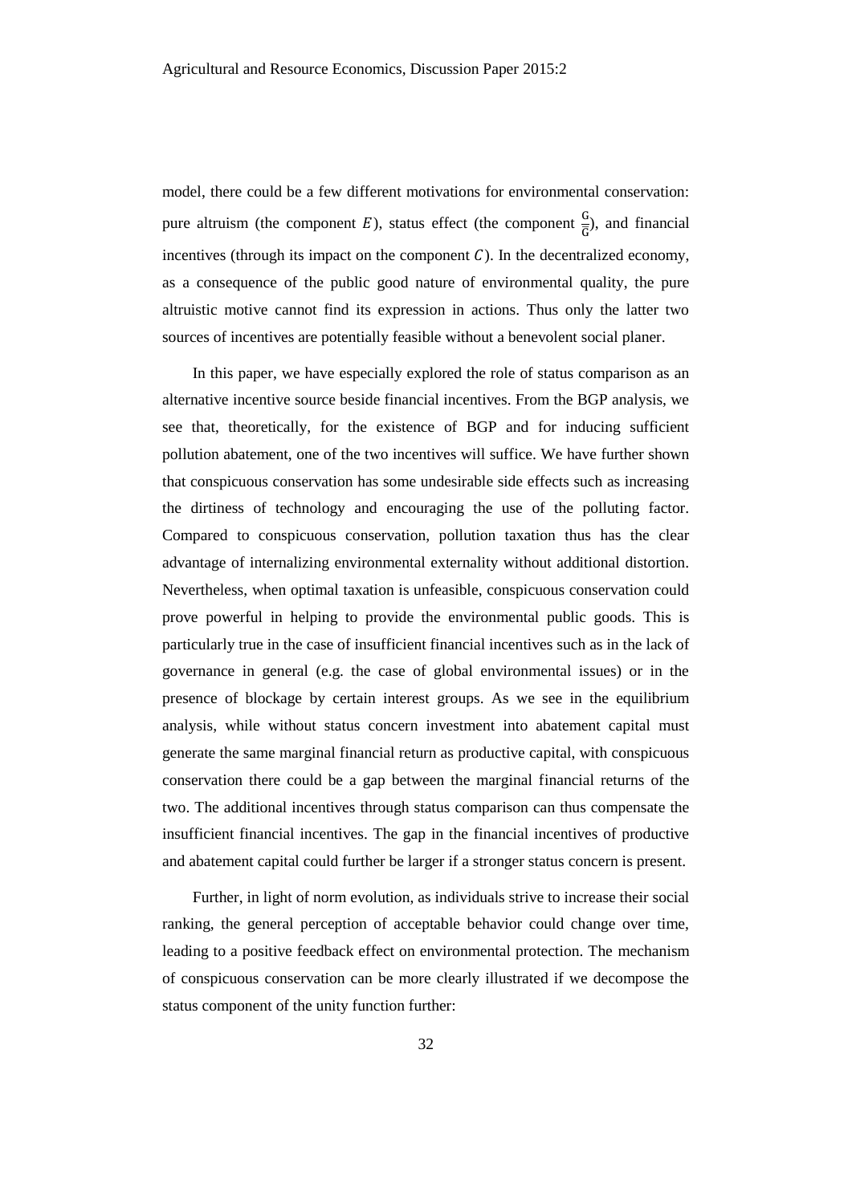model, there could be a few different motivations for environmental conservation: pure altruism (the component $E$), status effect (the component $\frac{G}{\overline{G}}$), and financial incentives (through its impact on the component $C$). In the decentralized economy, as a consequence of the public good nature of environmental quality, the pure altruistic motive cannot find its expression in actions. Thus only the latter two sources of incentives are potentially feasible without a benevolent social planer.

In this paper, we have especially explored the role of status comparison as an alternative incentive source beside financial incentives. From the BGP analysis, we see that, theoretically, for the existence of BGP and for inducing sufficient pollution abatement, one of the two incentives will suffice. We have further shown that conspicuous conservation has some undesirable side effects such as increasing the dirtiness of technology and encouraging the use of the polluting factor. Compared to conspicuous conservation, pollution taxation thus has the clear advantage of internalizing environmental externality without additional distortion. Nevertheless, when optimal taxation is unfeasible, conspicuous conservation could prove powerful in helping to provide the environmental public goods. This is particularly true in the case of insufficient financial incentives such as in the lack of governance in general (e.g. the case of global environmental issues) or in the presence of blockage by certain interest groups. As we see in the equilibrium analysis, while without status concern investment into abatement capital must generate the same marginal financial return as productive capital, with conspicuous conservation there could be a gap between the marginal financial returns of the two. The additional incentives through status comparison can thus compensate the insufficient financial incentives. The gap in the financial incentives of productive and abatement capital could further be larger if a stronger status concern is present.

Further, in light of norm evolution, as individuals strive to increase their social ranking, the general perception of acceptable behavior could change over time, leading to a positive feedback effect on environmental protection. The mechanism of conspicuous conservation can be more clearly illustrated if we decompose the status component of the unity function further: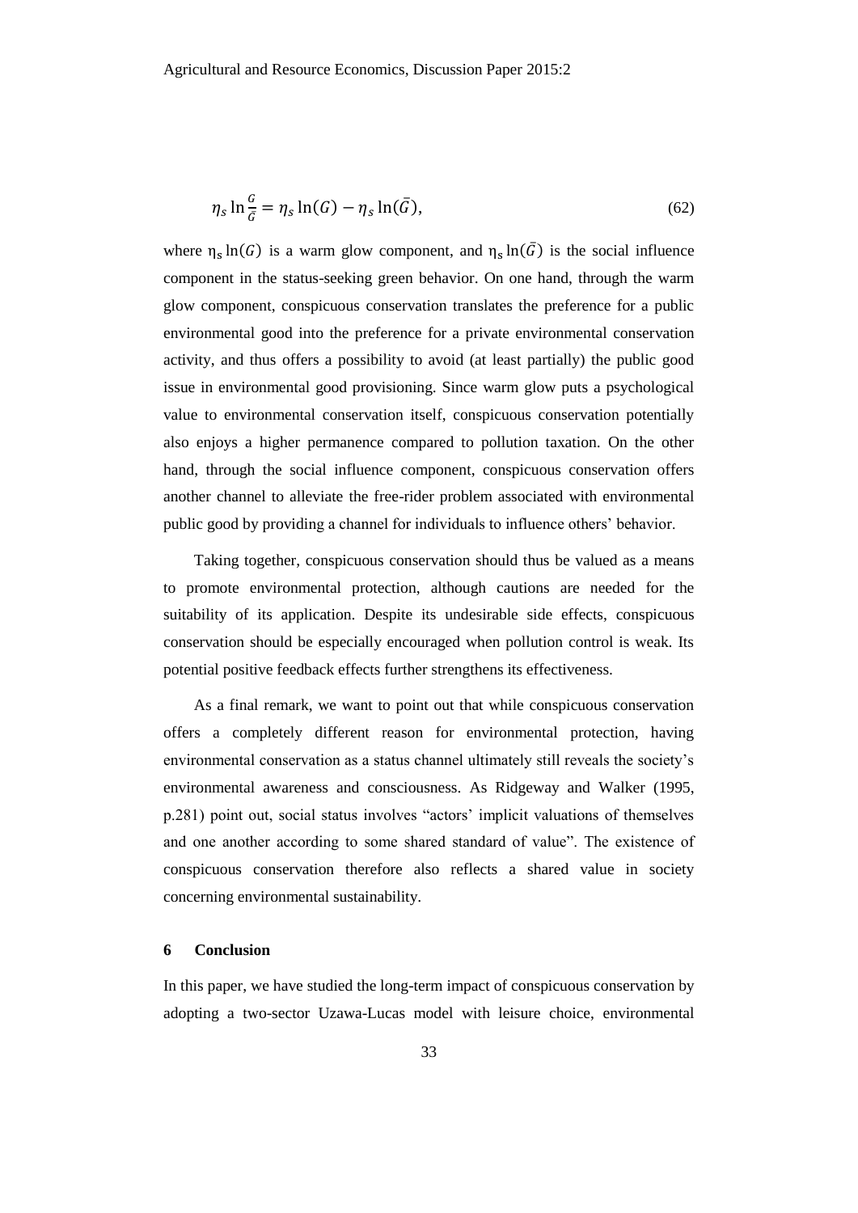$$\eta_s \ln \frac{G}{\bar{G}} = \eta_s \ln(G) - \eta_s \ln(\bar{G}), \tag{62}$$

where $\eta_s \ln(G)$ is a warm glow component, and $\eta_s \ln(\bar{G})$ is the social influence component in the status-seeking green behavior. On one hand, through the warm glow component, conspicuous conservation translates the preference for a public environmental good into the preference for a private environmental conservation activity, and thus offers a possibility to avoid (at least partially) the public good issue in environmental good provisioning. Since warm glow puts a psychological value to environmental conservation itself, conspicuous conservation potentially also enjoys a higher permanence compared to pollution taxation. On the other hand, through the social influence component, conspicuous conservation offers another channel to alleviate the free-rider problem associated with environmental public good by providing a channel for individuals to influence others' behavior.

Taking together, conspicuous conservation should thus be valued as a means to promote environmental protection, although cautions are needed for the suitability of its application. Despite its undesirable side effects, conspicuous conservation should be especially encouraged when pollution control is weak. Its potential positive feedback effects further strengthens its effectiveness.

As a final remark, we want to point out that while conspicuous conservation offers a completely different reason for environmental protection, having environmental conservation as a status channel ultimately still reveals the society's environmental awareness and consciousness. As Ridgeway and Walker (1995, p.281) point out, social status involves "actors' implicit valuations of themselves and one another according to some shared standard of value". The existence of conspicuous conservation therefore also reflects a shared value in society concerning environmental sustainability.

## 6 Conclusion

In this paper, we have studied the long-term impact of conspicuous conservation by adopting a two-sector Uzawa-Lucas model with leisure choice, environmental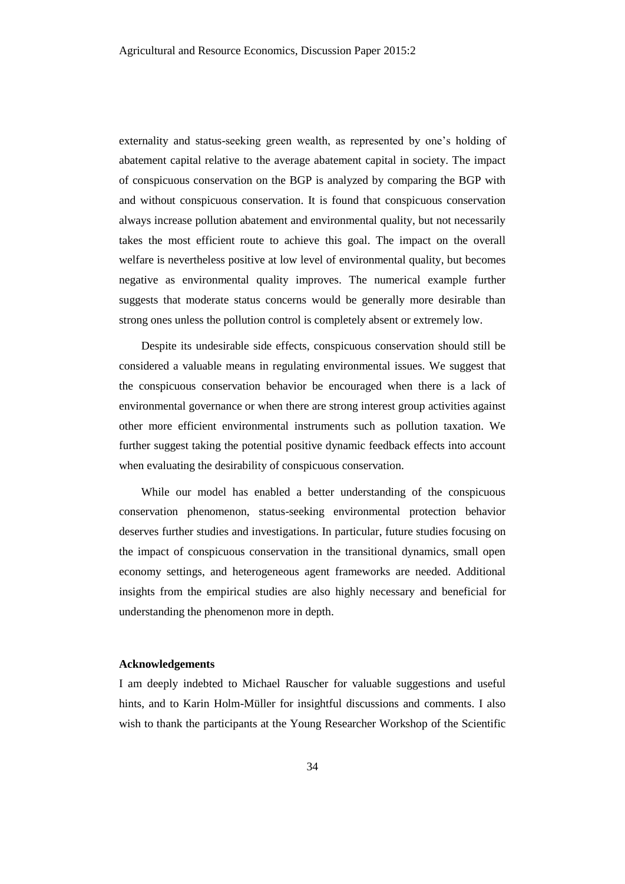externality and status-seeking green wealth, as represented by one's holding of abatement capital relative to the average abatement capital in society. The impact of conspicuous conservation on the BGP is analyzed by comparing the BGP with and without conspicuous conservation. It is found that conspicuous conservation always increase pollution abatement and environmental quality, but not necessarily takes the most efficient route to achieve this goal. The impact on the overall welfare is nevertheless positive at low level of environmental quality, but becomes negative as environmental quality improves. The numerical example further suggests that moderate status concerns would be generally more desirable than strong ones unless the pollution control is completely absent or extremely low.

Despite its undesirable side effects, conspicuous conservation should still be considered a valuable means in regulating environmental issues. We suggest that the conspicuous conservation behavior be encouraged when there is a lack of environmental governance or when there are strong interest group activities against other more efficient environmental instruments such as pollution taxation. We further suggest taking the potential positive dynamic feedback effects into account when evaluating the desirability of conspicuous conservation.

While our model has enabled a better understanding of the conspicuous conservation phenomenon, status-seeking environmental protection behavior deserves further studies and investigations. In particular, future studies focusing on the impact of conspicuous conservation in the transitional dynamics, small open economy settings, and heterogeneous agent frameworks are needed. Additional insights from the empirical studies are also highly necessary and beneficial for understanding the phenomenon more in depth.

**Acknowledgements**

I am deeply indebted to Michael Rauscher for valuable suggestions and useful hints, and to Karin Holm-Müller for insightful discussions and comments. I also wish to thank the participants at the Young Researcher Workshop of the Scientific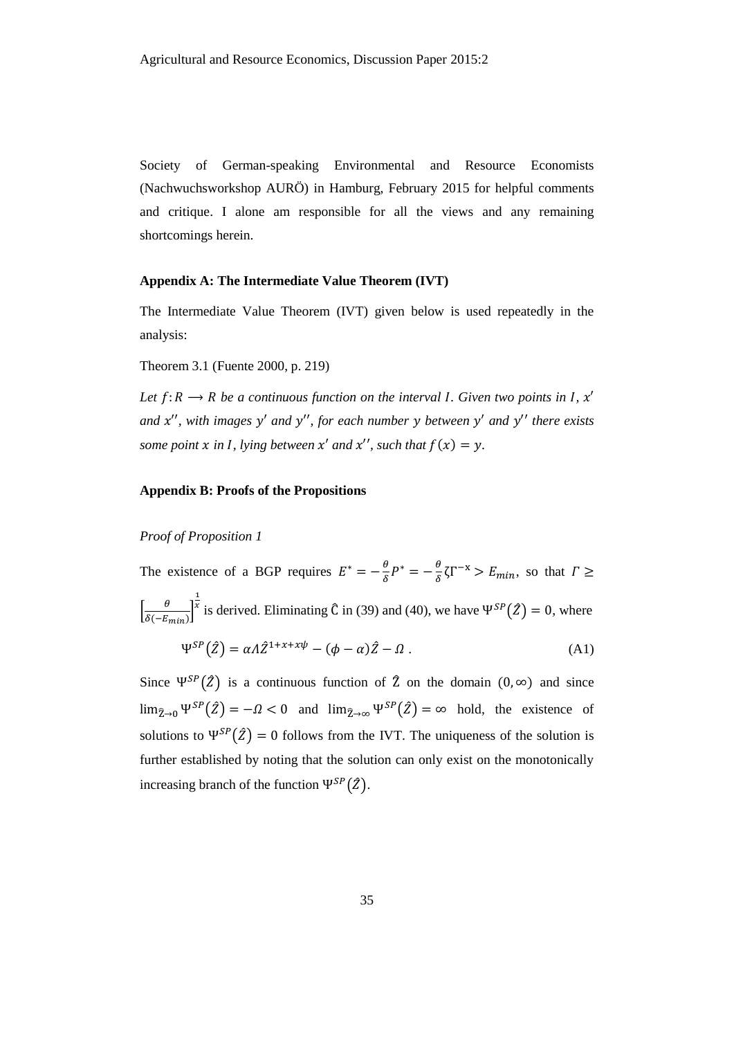Society of German-speaking Environmental and Resource Economists (Nachwuchsworkshop AURÖ) in Hamburg, February 2015 for helpful comments and critique. I alone am responsible for all the views and any remaining shortcomings herein.

**Appendix A: The Intermediate Value Theorem (IVT)**

The Intermediate Value Theorem (IVT) given below is used repeatedly in the analysis:

Theorem 3.1 (Fuente 2000, p. 219)

*Let $f: R \longrightarrow R$ be a continuous function on the interval $I$. Given two points in $I$, $x'$ and $x''$, with images $y'$ and $y''$, for each number $y$ between $y'$ and $y''$ there exists some point $x$ in $I$, lying between $x'$ and $x''$, such that $f(x) = y$.*

**Appendix B: Proofs of the Propositions**

*Proof of Proposition 1*

The existence of a BGP requires $E^* = -\frac{\theta}{\delta}P^* = -\frac{\theta}{\delta}\zeta\Gamma^{-\mathrm{x}} > E_{min}$, so that $\Gamma \geq \left[\frac{\theta}{\delta(-E_{min})}\right]^{\frac{1}{x}}$ is derived. Eliminating $\hat{\mathrm{C}}$ in (39) and (40), we have $\Psi^{SP}(\hat{Z}) = 0$, where

$$\Psi^{SP}(\hat{Z}) = \alpha \Lambda \hat{Z}^{1+x+x\psi} - (\phi - \alpha)\hat{Z} - \Omega \,. \tag{A1}$$

Since $\Psi^{SP}(\hat{Z})$ is a continuous function of $\hat{\mathrm{Z}}$ on the domain $(0, \infty)$ and since $\lim_{\hat{\mathrm{Z}} \to 0} \Psi^{SP}(\hat{Z}) = -\Omega < 0$ and $\lim_{\hat{\mathrm{Z}} \to \infty} \Psi^{SP}(\hat{Z}) = \infty$ hold, the existence of solutions to $\Psi^{SP}(\hat{Z}) = 0$ follows from the IVT. The uniqueness of the solution is further established by noting that the solution can only exist on the monotonically increasing branch of the function $\Psi^{SP}(\hat{Z})$.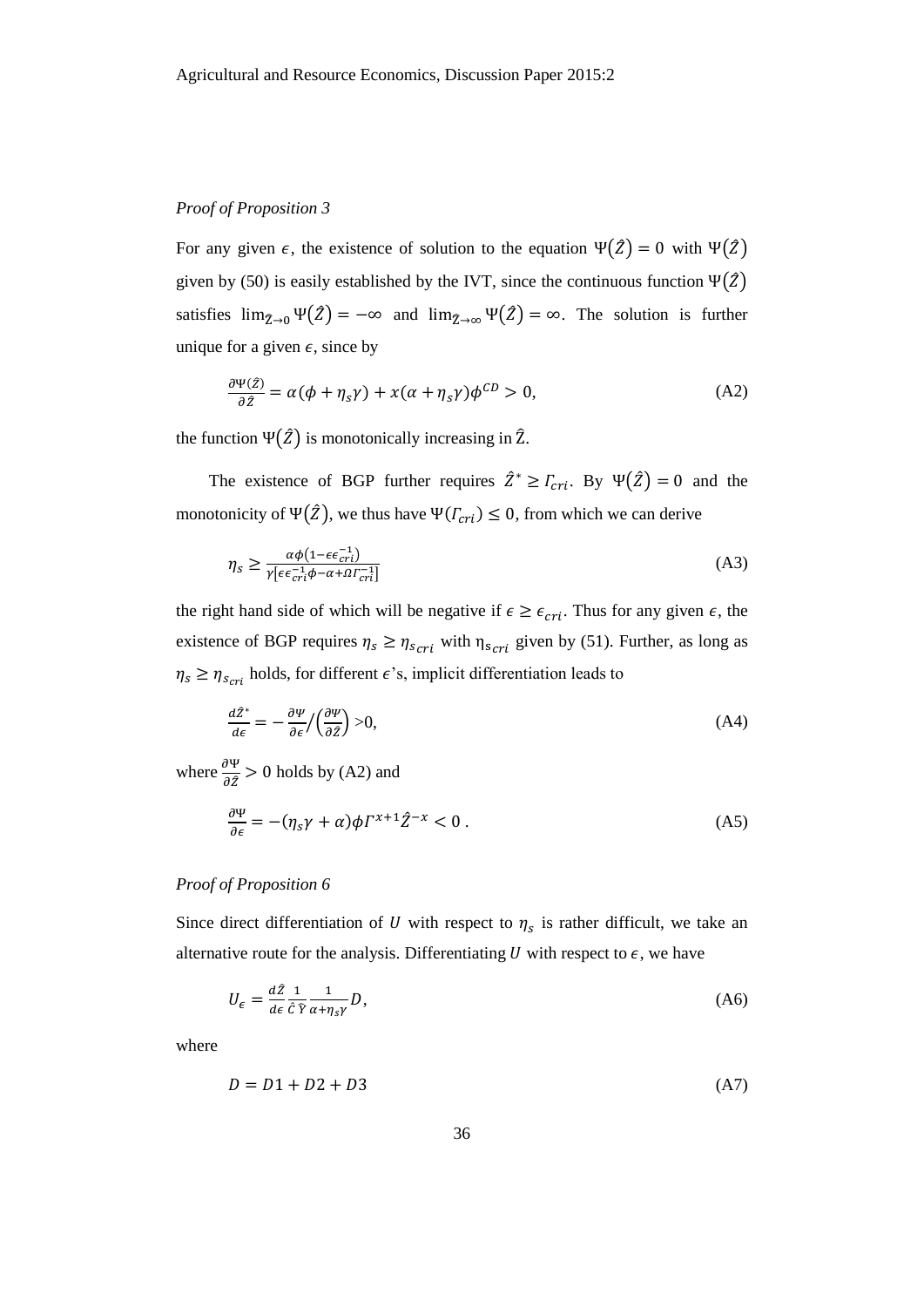*Proof of Proposition 3*

For any given $\epsilon$, the existence of solution to the equation $\Psi(\hat{Z}) = 0$ with $\Psi(\hat{Z})$ given by (50) is easily established by the IVT, since the continuous function $\Psi(\hat{Z})$ satisfies $\lim_{\hat{Z}\to 0}\Psi(\hat{Z}) = -\infty$ and $\lim_{\hat{Z}\to\infty}\Psi(\hat{Z}) = \infty$. The solution is further unique for a given $\epsilon$, since by

$$\frac{\partial \Psi(\hat{Z})}{\partial \hat{Z}} = \alpha(\phi + \eta_s\gamma) + x(\alpha + \eta_s\gamma)\phi^{CD} > 0, \tag{A2}$$

the function $\Psi(\hat{Z})$ is monotonically increasing in $\hat{Z}$.

The existence of BGP further requires $\hat{Z}^* \geq \Gamma_{cri}$. By $\Psi(\hat{Z}) = 0$ and the monotonicity of $\Psi(\hat{Z})$, we thus have $\Psi(\Gamma_{cri}) \leq 0$, from which we can derive

$$\eta_s \geq \frac{\alpha\phi\left(1 - \epsilon\epsilon_{cri}^{-1}\right)}{\gamma\left[\epsilon\epsilon_{cri}^{-1}\phi - \alpha + \Omega\Gamma_{cri}^{-1}\right]} \tag{A3}$$

the right hand side of which will be negative if $\epsilon \geq \epsilon_{cri}$. Thus for any given $\epsilon$, the existence of BGP requires $\eta_s \geq \eta_{s_{cri}}$ with $\eta_{s_{cri}}$ given by (51). Further, as long as $\eta_s \geq \eta_{s_{cri}}$ holds, for different $\epsilon$'s, implicit differentiation leads to

$$\frac{d\hat{Z}^*}{d\epsilon} = -\frac{\partial \Psi}{\partial \epsilon} \Big/ \left(\frac{\partial \Psi}{\partial \hat{Z}}\right) > 0, \tag{A4}$$

where $\frac{\partial \Psi}{\partial \hat{Z}} > 0$ holds by (A2) and

$$\frac{\partial \Psi}{\partial \epsilon} = -(\eta_s\gamma + \alpha)\phi\Gamma^{x+1}\hat{Z}^{-x} < 0\,. \tag{A5}$$

*Proof of Proposition 6*

Since direct differentiation of $U$ with respect to $\eta_s$ is rather difficult, we take an alternative route for the analysis. Differentiating $U$ with respect to $\epsilon$, we have

$$U_\epsilon = \frac{d\hat{Z}}{d\epsilon}\frac{1}{\hat{C}}\frac{1}{\hat{Y}}\frac{1}{\alpha + \eta_s\gamma}D, \tag{A6}$$

where

$$D = D1 + D2 + D3 \tag{A7}$$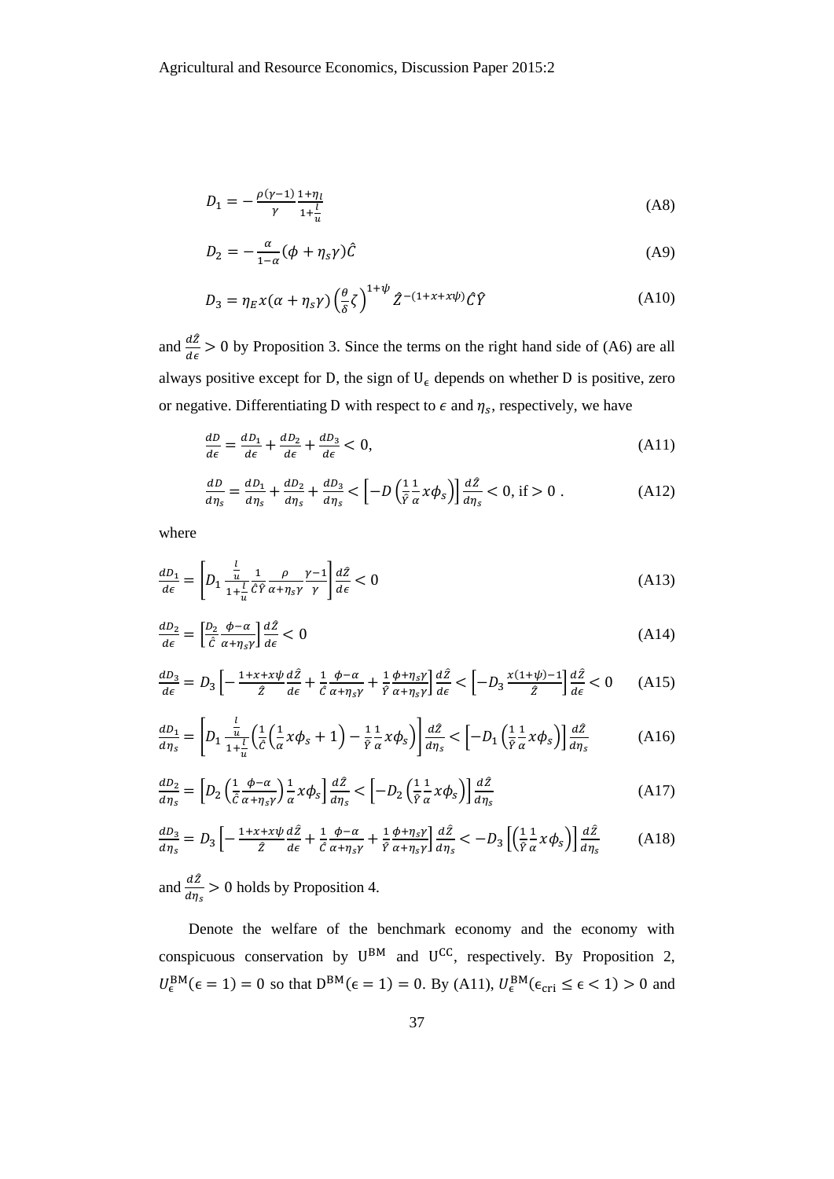$$D_1 = -\frac{\rho(\gamma-1)}{\gamma}\frac{1+\eta_l}{1+\frac{l}{u}} \tag{A8}$$

$$D_2 = -\frac{\alpha}{1-\alpha}(\phi+\eta_s\gamma)\hat{C} \tag{A9}$$

$$D_3 = \eta_E x(\alpha+\eta_s\gamma)\left(\frac{\theta}{\delta}\zeta\right)^{1+\psi}\hat{Z}^{-(1+x+x\psi)}\hat{C}\hat{Y} \tag{A10}$$

and $\frac{d\hat{Z}}{d\epsilon} > 0$ by Proposition 3. Since the terms on the right hand side of (A6) are all always positive except for D, the sign of $U_\epsilon$ depends on whether D is positive, zero or negative. Differentiating D with respect to $\epsilon$ and $\eta_s$, respectively, we have

$$\frac{dD}{d\epsilon} = \frac{dD_1}{d\epsilon} + \frac{dD_2}{d\epsilon} + \frac{dD_3}{d\epsilon} < 0, \tag{A11}$$

$$\frac{dD}{d\eta_s} = \frac{dD_1}{d\eta_s} + \frac{dD_2}{d\eta_s} + \frac{dD_3}{d\eta_s} < \left[-D\left(\frac{1}{\hat{Y}}\frac{1}{\alpha}x\phi_s\right)\right]\frac{d\hat{Z}}{d\eta_s} < 0, \text{ if} > 0\ . \tag{A12}$$

where

$$\frac{dD_1}{d\epsilon} = \left[D_1\frac{\frac{l}{u}}{1+\frac{l}{u}}\frac{1}{\hat{C}\hat{Y}}\frac{\rho}{\alpha+\eta_s\gamma}\frac{\gamma-1}{\gamma}\right]\frac{d\hat{Z}}{d\epsilon} < 0 \tag{A13}$$

$$\frac{dD_2}{d\epsilon} = \left[\frac{D_2}{\hat{C}}\frac{\phi-\alpha}{\alpha+\eta_s\gamma}\right]\frac{d\hat{Z}}{d\epsilon} < 0 \tag{A14}$$

$$\frac{dD_3}{d\epsilon} = D_3\left[-\frac{1+x+x\psi}{\hat{Z}}\frac{d\hat{Z}}{d\epsilon} + \frac{1}{\hat{C}}\frac{\phi-\alpha}{\alpha+\eta_s\gamma} + \frac{1}{\hat{Y}}\frac{\phi+\eta_s\gamma}{\alpha+\eta_s\gamma}\right]\frac{d\hat{Z}}{d\epsilon} < \left[-D_3\frac{x(1+\psi)-1}{\hat{Z}}\right]\frac{d\hat{Z}}{d\epsilon} < 0 \tag{A15}$$

$$\frac{dD_1}{d\eta_s} = \left[D_1\frac{\frac{l}{u}}{1+\frac{l}{u}}\left(\frac{1}{\hat{C}}\left(\frac{1}{\alpha}x\phi_s+1\right) - \frac{1}{\hat{Y}}\frac{1}{\alpha}x\phi_s\right)\right]\frac{d\hat{Z}}{d\eta_s} < \left[-D_1\left(\frac{1}{\hat{Y}}\frac{1}{\alpha}x\phi_s\right)\right]\frac{d\hat{Z}}{d\eta_s} \tag{A16}$$

$$\frac{dD_2}{d\eta_s} = \left[D_2\left(\frac{1}{\hat{C}}\frac{\phi-\alpha}{\alpha+\eta_s\gamma}\right)\frac{1}{\alpha}x\phi_s\right]\frac{d\hat{Z}}{d\eta_s} < \left[-D_2\left(\frac{1}{\hat{Y}}\frac{1}{\alpha}x\phi_s\right)\right]\frac{d\hat{Z}}{d\eta_s} \tag{A17}$$

$$\frac{dD_3}{d\eta_s} = D_3\left[-\frac{1+x+x\psi}{\hat{Z}}\frac{d\hat{Z}}{d\epsilon} + \frac{1}{\hat{C}}\frac{\phi-\alpha}{\alpha+\eta_s\gamma} + \frac{1}{\hat{Y}}\frac{\phi+\eta_s\gamma}{\alpha+\eta_s\gamma}\right]\frac{d\hat{Z}}{d\eta_s} < -D_3\left[\left(\frac{1}{\hat{Y}}\frac{1}{\alpha}x\phi_s\right)\right]\frac{d\hat{Z}}{d\eta_s} \tag{A18}$$

and $\frac{d\hat{Z}}{d\eta_s} > 0$ holds by Proposition 4.

Denote the welfare of the benchmark economy and the economy with conspicuous conservation by $U^{BM}$ and $U^{CC}$, respectively. By Proposition 2, $U_\epsilon^{BM}(\epsilon = 1) = 0$ so that $D^{BM}(\epsilon = 1) = 0$. By (A11), $U_\epsilon^{BM}(\epsilon_{cri} \le \epsilon < 1) > 0$ and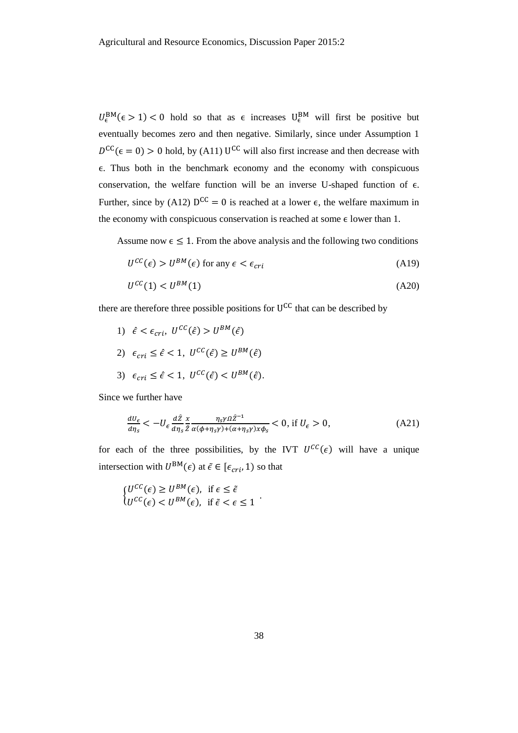$U_{\epsilon}^{\mathrm{BM}}(\epsilon > 1) < 0$ hold so that as $\epsilon$ increases $\mathrm{U}_{\epsilon}^{\mathrm{BM}}$ will first be positive but eventually becomes zero and then negative. Similarly, since under Assumption 1 $D^{\mathrm{CC}}(\epsilon = 0) > 0$ hold, by (A11) $\mathrm{U}^{\mathrm{CC}}$ will also first increase and then decrease with $\epsilon$. Thus both in the benchmark economy and the economy with conspicuous conservation, the welfare function will be an inverse U-shaped function of $\epsilon$. Further, since by (A12) $\mathrm{D}^{\mathrm{CC}} = 0$ is reached at a lower $\epsilon$, the welfare maximum in the economy with conspicuous conservation is reached at some $\epsilon$ lower than 1.

Assume now $\epsilon \leq 1$. From the above analysis and the following two conditions

$$U^{CC}(\epsilon) > U^{BM}(\epsilon) \text{ for any } \epsilon < \epsilon_{cri} \tag{A19}$$

$$U^{CC}(1) < U^{BM}(1) \tag{A20}$$

there are therefore three possible positions for $\mathrm{U}^{\mathrm{CC}}$ that can be described by

1) $\hat{\epsilon} < \epsilon_{cri},\ U^{CC}(\hat{\epsilon}) > U^{BM}(\hat{\epsilon})$

2) $\epsilon_{cri} \leq \hat{\epsilon} < 1,\ U^{CC}(\hat{\epsilon}) \geq U^{BM}(\hat{\epsilon})$

3) $\epsilon_{cri} \leq \hat{\epsilon} < 1,\ U^{CC}(\hat{\epsilon}) < U^{BM}(\hat{\epsilon})$.

Since we further have

$$\frac{dU_{\epsilon}}{d\eta_s} < -U_{\epsilon}\frac{d\hat{Z}}{d\eta_s}\frac{x}{\hat{Z}}\frac{\eta_s\gamma\Omega\hat{Z}^{-1}}{\alpha(\phi+\eta_s\gamma)+(\alpha+\eta_s\gamma)x\phi_s} < 0, \text{ if } U_{\epsilon} > 0, \tag{A21}$$

for each of the three possibilities, by the IVT $U^{CC}(\epsilon)$ will have a unique intersection with $U^{\mathrm{BM}}(\epsilon)$ at $\tilde{\epsilon} \in [\epsilon_{cri}, 1)$ so that

$$\begin{cases} U^{CC}(\epsilon) \geq U^{BM}(\epsilon), & \text{if } \epsilon \leq \tilde{\epsilon} \\ U^{CC}(\epsilon) < U^{BM}(\epsilon), & \text{if } \tilde{\epsilon} < \epsilon \leq 1 \end{cases}.$$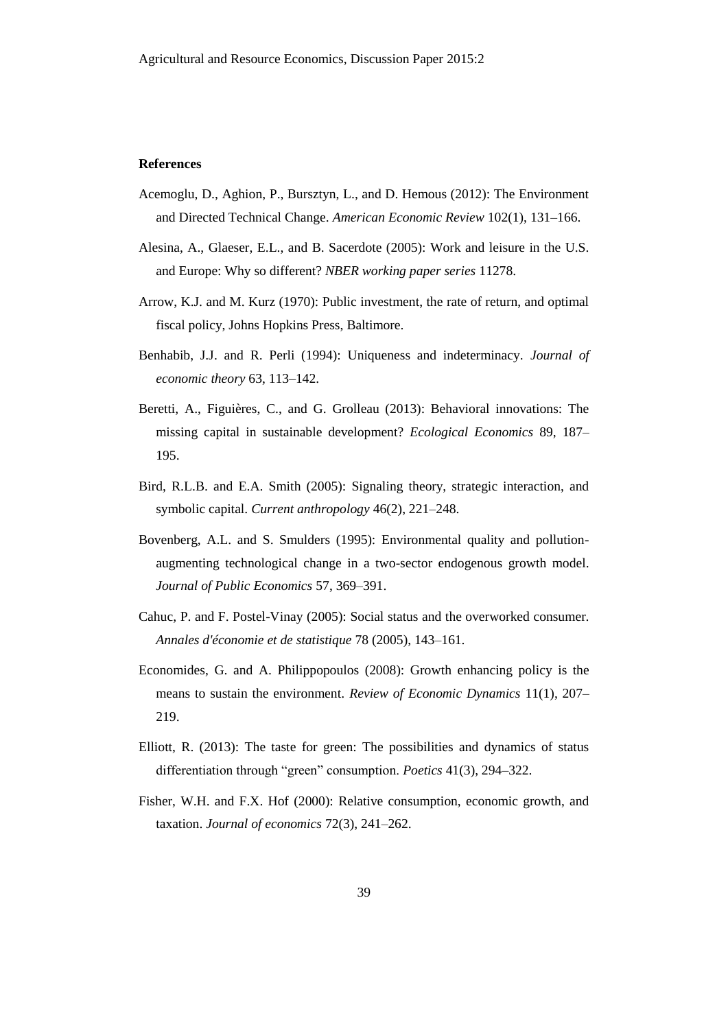**References**

Acemoglu, D., Aghion, P., Bursztyn, L., and D. Hemous (2012): The Environment and Directed Technical Change. *American Economic Review* 102(1), 131–166.

Alesina, A., Glaeser, E.L., and B. Sacerdote (2005): Work and leisure in the U.S. and Europe: Why so different? *NBER working paper series* 11278.

Arrow, K.J. and M. Kurz (1970): Public investment, the rate of return, and optimal fiscal policy, Johns Hopkins Press, Baltimore.

Benhabib, J.J. and R. Perli (1994): Uniqueness and indeterminacy. *Journal of economic theory* 63, 113–142.

Beretti, A., Figuières, C., and G. Grolleau (2013): Behavioral innovations: The missing capital in sustainable development? *Ecological Economics* 89, 187–195.

Bird, R.L.B. and E.A. Smith (2005): Signaling theory, strategic interaction, and symbolic capital. *Current anthropology* 46(2), 221–248.

Bovenberg, A.L. and S. Smulders (1995): Environmental quality and pollution-augmenting technological change in a two-sector endogenous growth model. *Journal of Public Economics* 57, 369–391.

Cahuc, P. and F. Postel-Vinay (2005): Social status and the overworked consumer. *Annales d'économie et de statistique* 78 (2005), 143–161.

Economides, G. and A. Philippopoulos (2008): Growth enhancing policy is the means to sustain the environment. *Review of Economic Dynamics* 11(1), 207–219.

Elliott, R. (2013): The taste for green: The possibilities and dynamics of status differentiation through "green" consumption. *Poetics* 41(3), 294–322.

Fisher, W.H. and F.X. Hof (2000): Relative consumption, economic growth, and taxation. *Journal of economics* 72(3), 241–262.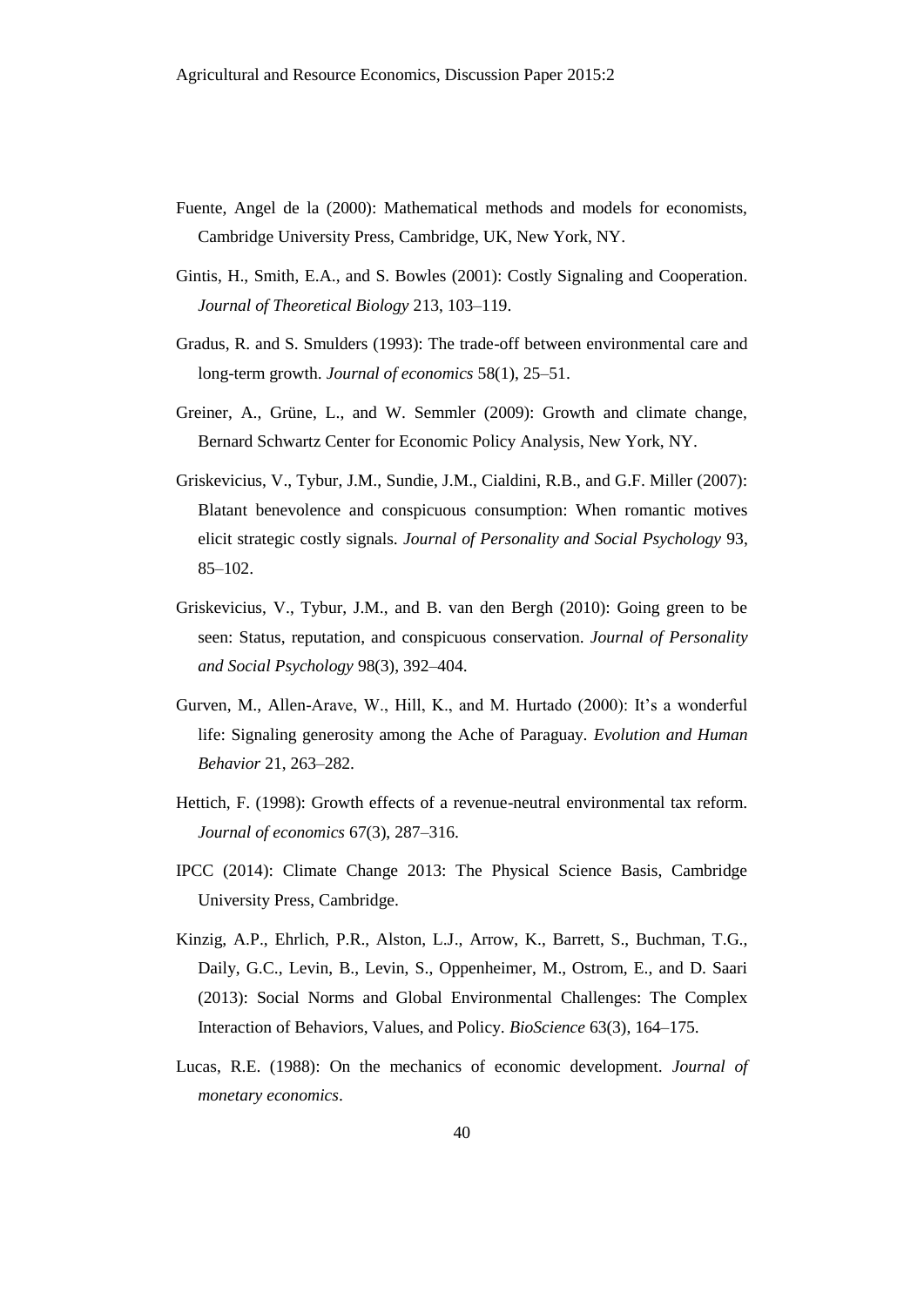Fuente, Angel de la (2000): Mathematical methods and models for economists, Cambridge University Press, Cambridge, UK, New York, NY.

Gintis, H., Smith, E.A., and S. Bowles (2001): Costly Signaling and Cooperation. *Journal of Theoretical Biology* 213, 103–119.

Gradus, R. and S. Smulders (1993): The trade-off between environmental care and long-term growth. *Journal of economics* 58(1), 25–51.

Greiner, A., Grüne, L., and W. Semmler (2009): Growth and climate change, Bernard Schwartz Center for Economic Policy Analysis, New York, NY.

Griskevicius, V., Tybur, J.M., Sundie, J.M., Cialdini, R.B., and G.F. Miller (2007): Blatant benevolence and conspicuous consumption: When romantic motives elicit strategic costly signals. *Journal of Personality and Social Psychology* 93, 85–102.

Griskevicius, V., Tybur, J.M., and B. van den Bergh (2010): Going green to be seen: Status, reputation, and conspicuous conservation. *Journal of Personality and Social Psychology* 98(3), 392–404.

Gurven, M., Allen-Arave, W., Hill, K., and M. Hurtado (2000): It's a wonderful life: Signaling generosity among the Ache of Paraguay. *Evolution and Human Behavior* 21, 263–282.

Hettich, F. (1998): Growth effects of a revenue-neutral environmental tax reform. *Journal of economics* 67(3), 287–316.

IPCC (2014): Climate Change 2013: The Physical Science Basis, Cambridge University Press, Cambridge.

Kinzig, A.P., Ehrlich, P.R., Alston, L.J., Arrow, K., Barrett, S., Buchman, T.G., Daily, G.C., Levin, B., Levin, S., Oppenheimer, M., Ostrom, E., and D. Saari (2013): Social Norms and Global Environmental Challenges: The Complex Interaction of Behaviors, Values, and Policy. *BioScience* 63(3), 164–175.

Lucas, R.E. (1988): On the mechanics of economic development. *Journal of monetary economics*.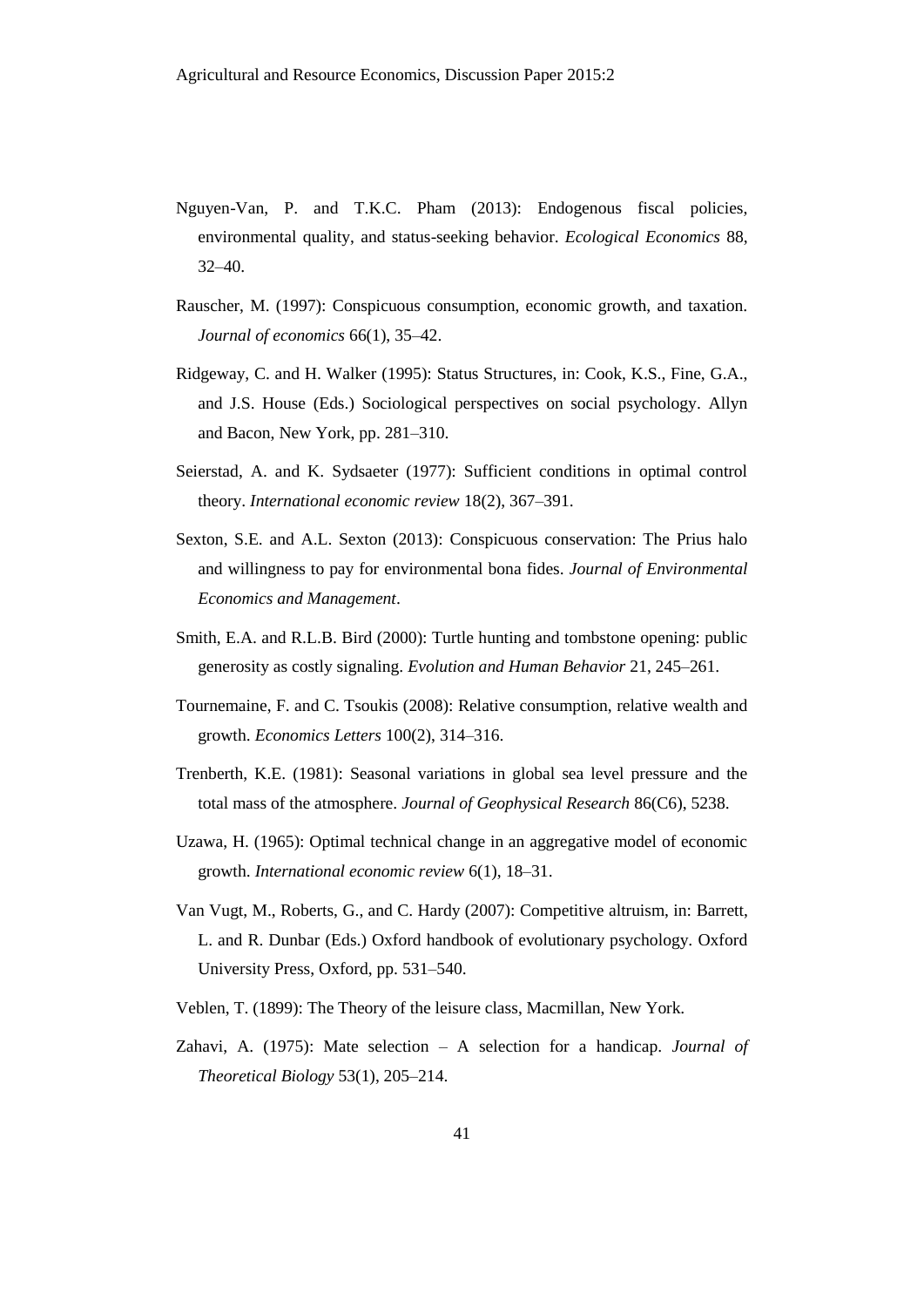Nguyen-Van, P. and T.K.C. Pham (2013): Endogenous fiscal policies, environmental quality, and status-seeking behavior. *Ecological Economics* 88, 32–40.

Rauscher, M. (1997): Conspicuous consumption, economic growth, and taxation. *Journal of economics* 66(1), 35–42.

Ridgeway, C. and H. Walker (1995): Status Structures, in: Cook, K.S., Fine, G.A., and J.S. House (Eds.) Sociological perspectives on social psychology. Allyn and Bacon, New York, pp. 281–310.

Seierstad, A. and K. Sydsaeter (1977): Sufficient conditions in optimal control theory. *International economic review* 18(2), 367–391.

Sexton, S.E. and A.L. Sexton (2013): Conspicuous conservation: The Prius halo and willingness to pay for environmental bona fides. *Journal of Environmental Economics and Management*.

Smith, E.A. and R.L.B. Bird (2000): Turtle hunting and tombstone opening: public generosity as costly signaling. *Evolution and Human Behavior* 21, 245–261.

Tournemaine, F. and C. Tsoukis (2008): Relative consumption, relative wealth and growth. *Economics Letters* 100(2), 314–316.

Trenberth, K.E. (1981): Seasonal variations in global sea level pressure and the total mass of the atmosphere. *Journal of Geophysical Research* 86(C6), 5238.

Uzawa, H. (1965): Optimal technical change in an aggregative model of economic growth. *International economic review* 6(1), 18–31.

Van Vugt, M., Roberts, G., and C. Hardy (2007): Competitive altruism, in: Barrett, L. and R. Dunbar (Eds.) Oxford handbook of evolutionary psychology. Oxford University Press, Oxford, pp. 531–540.

Veblen, T. (1899): The Theory of the leisure class, Macmillan, New York.

Zahavi, A. (1975): Mate selection – A selection for a handicap. *Journal of Theoretical Biology* 53(1), 205–214.